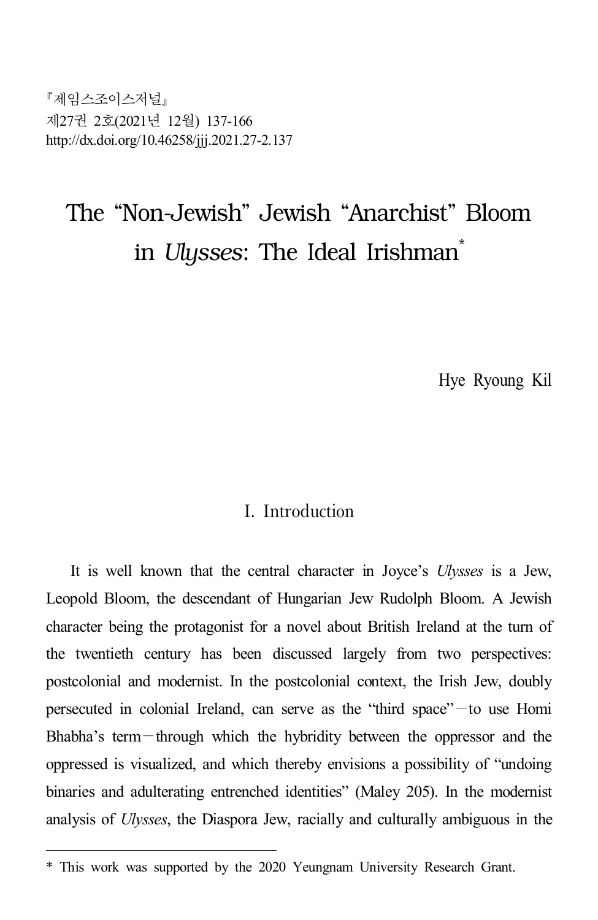『제임스조이스저널』
제27권 2호(2021년 12월) 137-166
http://dx.doi.org/10.46258/jjj.2021.27-2.137

# The "Non-Jewish" Jewish "Anarchist" Bloom in *Ulysses*: The Ideal Irishman*

Hye Ryoung Kil

## I. Introduction

It is well known that the central character in Joyce's *Ulysses* is a Jew, Leopold Bloom, the descendant of Hungarian Jew Rudolph Bloom. A Jewish character being the protagonist for a novel about British Ireland at the turn of the twentieth century has been discussed largely from two perspectives: postcolonial and modernist. In the postcolonial context, the Irish Jew, doubly persecuted in colonial Ireland, can serve as the "third space"—to use Homi Bhabha's term—through which the hybridity between the oppressor and the oppressed is visualized, and which thereby envisions a possibility of "undoing binaries and adulterating entrenched identities" (Maley 205). In the modernist analysis of *Ulysses*, the Diaspora Jew, racially and culturally ambiguous in the

---

* This work was supported by the 2020 Yeungnam University Research Grant.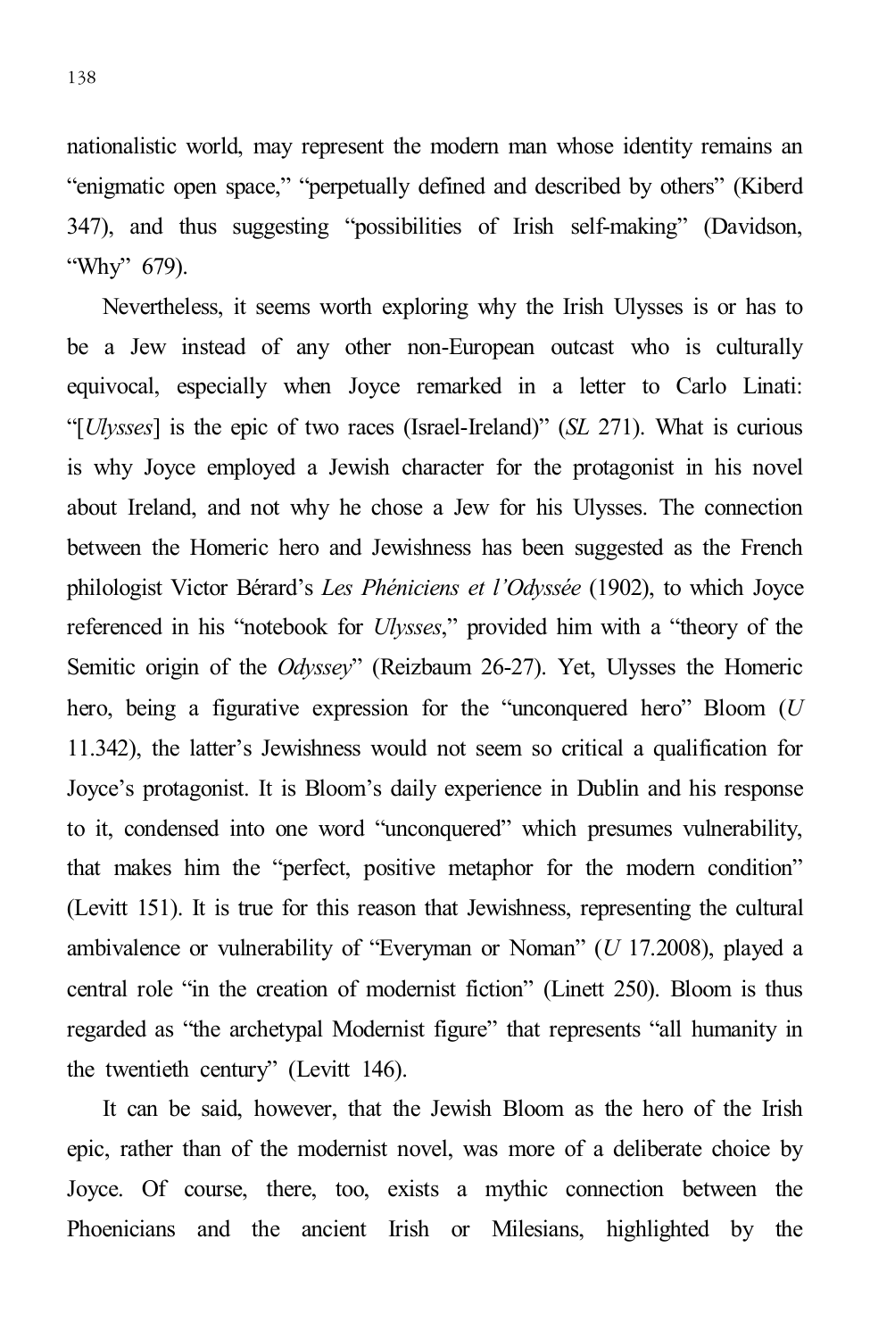nationalistic world, may represent the modern man whose identity remains an "enigmatic open space," "perpetually defined and described by others" (Kiberd 347), and thus suggesting "possibilities of Irish self-making" (Davidson, "Why" 679).

Nevertheless, it seems worth exploring why the Irish Ulysses is or has to be a Jew instead of any other non-European outcast who is culturally equivocal, especially when Joyce remarked in a letter to Carlo Linati: "[*Ulysses*] is the epic of two races (Israel-Ireland)" (*SL* 271). What is curious is why Joyce employed a Jewish character for the protagonist in his novel about Ireland, and not why he chose a Jew for his Ulysses. The connection between the Homeric hero and Jewishness has been suggested as the French philologist Victor Bérard's *Les Phéniciens et l'Odyssée* (1902), to which Joyce referenced in his "notebook for *Ulysses*," provided him with a "theory of the Semitic origin of the *Odyssey*" (Reizbaum 26-27). Yet, Ulysses the Homeric hero, being a figurative expression for the "unconquered hero" Bloom (*U* 11.342), the latter's Jewishness would not seem so critical a qualification for Joyce's protagonist. It is Bloom's daily experience in Dublin and his response to it, condensed into one word "unconquered" which presumes vulnerability, that makes him the "perfect, positive metaphor for the modern condition" (Levitt 151). It is true for this reason that Jewishness, representing the cultural ambivalence or vulnerability of "Everyman or Noman" (*U* 17.2008), played a central role "in the creation of modernist fiction" (Linett 250). Bloom is thus regarded as "the archetypal Modernist figure" that represents "all humanity in the twentieth century" (Levitt 146).

It can be said, however, that the Jewish Bloom as the hero of the Irish epic, rather than of the modernist novel, was more of a deliberate choice by Joyce. Of course, there, too, exists a mythic connection between the Phoenicians and the ancient Irish or Milesians, highlighted by the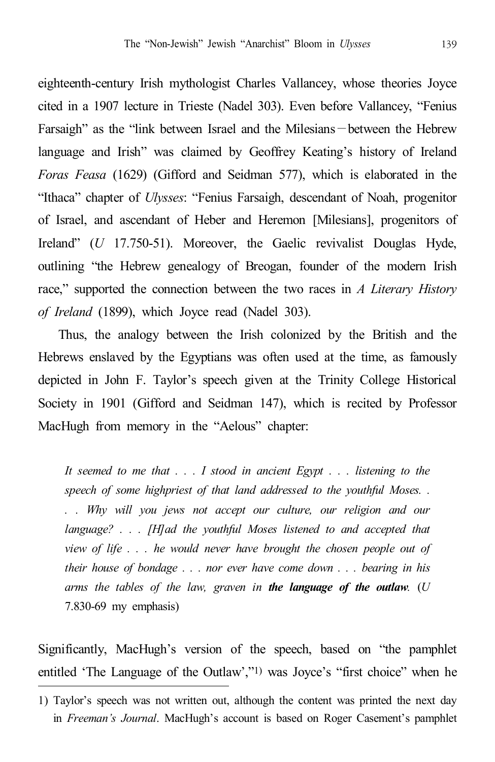eighteenth-century Irish mythologist Charles Vallancey, whose theories Joyce cited in a 1907 lecture in Trieste (Nadel 303). Even before Vallancey, "Fenius Farsaigh" as the "link between Israel and the Milesians—between the Hebrew language and Irish" was claimed by Geoffrey Keating's history of Ireland *Foras Feasa* (1629) (Gifford and Seidman 577), which is elaborated in the "Ithaca" chapter of *Ulysses*: "Fenius Farsaigh, descendant of Noah, progenitor of Israel, and ascendant of Heber and Heremon [Milesians], progenitors of Ireland" (*U* 17.750-51). Moreover, the Gaelic revivalist Douglas Hyde, outlining "the Hebrew genealogy of Breogan, founder of the modern Irish race," supported the connection between the two races in *A Literary History of Ireland* (1899), which Joyce read (Nadel 303).

Thus, the analogy between the Irish colonized by the British and the Hebrews enslaved by the Egyptians was often used at the time, as famously depicted in John F. Taylor's speech given at the Trinity College Historical Society in 1901 (Gifford and Seidman 147), which is recited by Professor MacHugh from memory in the "Aelous" chapter:

> *It seemed to me that . . . I stood in ancient Egypt . . . listening to the speech of some highpriest of that land addressed to the youthful Moses. . . . Why will you jews not accept our culture, our religion and our language? . . . [H]ad the youthful Moses listened to and accepted that view of life . . . he would never have brought the chosen people out of their house of bondage . . . nor ever have come down . . . bearing in his arms the tables of the law, graven in* ***the language of the outlaw****.* (*U* 7.830-69 my emphasis)

Significantly, MacHugh's version of the speech, based on "the pamphlet entitled 'The Language of the Outlaw',"[1] was Joyce's "first choice" when he

1) Taylor's speech was not written out, although the content was printed the next day in *Freeman's Journal*. MacHugh's account is based on Roger Casement's pamphlet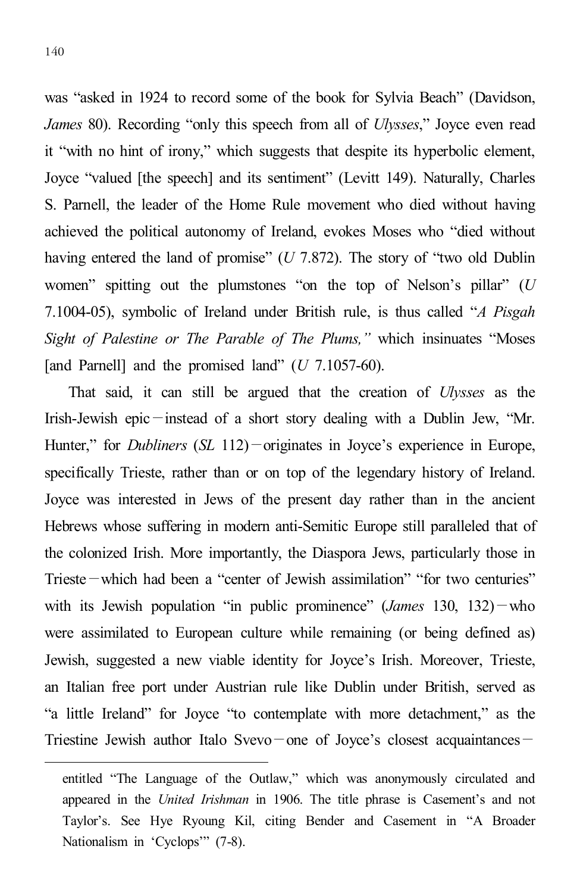was "asked in 1924 to record some of the book for Sylvia Beach" (Davidson, *James* 80). Recording "only this speech from all of *Ulysses*," Joyce even read it "with no hint of irony," which suggests that despite its hyperbolic element, Joyce "valued [the speech] and its sentiment" (Levitt 149). Naturally, Charles S. Parnell, the leader of the Home Rule movement who died without having achieved the political autonomy of Ireland, evokes Moses who "died without having entered the land of promise" (*U* 7.872). The story of "two old Dublin women" spitting out the plumstones "on the top of Nelson's pillar" (*U* 7.1004-05), symbolic of Ireland under British rule, is thus called "*A Pisgah Sight of Palestine or The Parable of The Plums,"* which insinuates "Moses [and Parnell] and the promised land" (*U* 7.1057-60).

That said, it can still be argued that the creation of *Ulysses* as the Irish-Jewish epic—instead of a short story dealing with a Dublin Jew, "Mr. Hunter," for *Dubliners* (*SL* 112)—originates in Joyce's experience in Europe, specifically Trieste, rather than or on top of the legendary history of Ireland. Joyce was interested in Jews of the present day rather than in the ancient Hebrews whose suffering in modern anti-Semitic Europe still paralleled that of the colonized Irish. More importantly, the Diaspora Jews, particularly those in Trieste—which had been a "center of Jewish assimilation" "for two centuries" with its Jewish population "in public prominence" (*James* 130, 132)—who were assimilated to European culture while remaining (or being defined as) Jewish, suggested a new viable identity for Joyce's Irish. Moreover, Trieste, an Italian free port under Austrian rule like Dublin under British, served as "a little Ireland" for Joyce "to contemplate with more detachment," as the Triestine Jewish author Italo Svevo—one of Joyce's closest acquaintances—

---

entitled "The Language of the Outlaw," which was anonymously circulated and appeared in the *United Irishman* in 1906. The title phrase is Casement's and not Taylor's. See Hye Ryoung Kil, citing Bender and Casement in "A Broader Nationalism in 'Cyclops'" (7-8).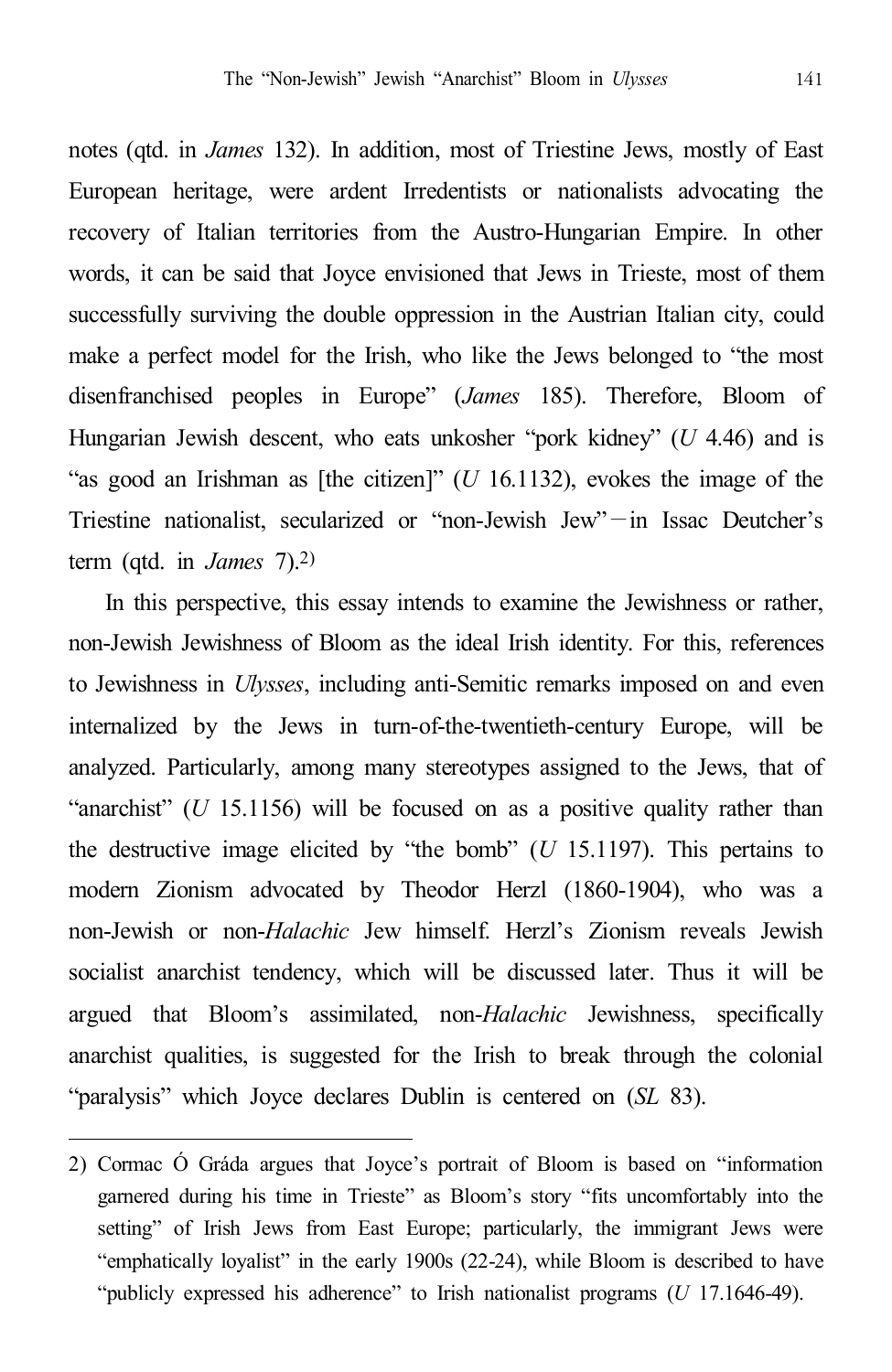notes (qtd. in *James* 132). In addition, most of Triestine Jews, mostly of East European heritage, were ardent Irredentists or nationalists advocating the recovery of Italian territories from the Austro-Hungarian Empire. In other words, it can be said that Joyce envisioned that Jews in Trieste, most of them successfully surviving the double oppression in the Austrian Italian city, could make a perfect model for the Irish, who like the Jews belonged to "the most disenfranchised peoples in Europe" (*James* 185). Therefore, Bloom of Hungarian Jewish descent, who eats unkosher "pork kidney" (*U* 4.46) and is "as good an Irishman as [the citizen]" (*U* 16.1132), evokes the image of the Triestine nationalist, secularized or "non-Jewish Jew"—in Issac Deutcher's term (qtd. in *James* 7).[2]

In this perspective, this essay intends to examine the Jewishness or rather, non-Jewish Jewishness of Bloom as the ideal Irish identity. For this, references to Jewishness in *Ulysses*, including anti-Semitic remarks imposed on and even internalized by the Jews in turn-of-the-twentieth-century Europe, will be analyzed. Particularly, among many stereotypes assigned to the Jews, that of "anarchist" (*U* 15.1156) will be focused on as a positive quality rather than the destructive image elicited by "the bomb" (*U* 15.1197). This pertains to modern Zionism advocated by Theodor Herzl (1860-1904), who was a non-Jewish or non-*Halachic* Jew himself. Herzl's Zionism reveals Jewish socialist anarchist tendency, which will be discussed later. Thus it will be argued that Bloom's assimilated, non-*Halachic* Jewishness, specifically anarchist qualities, is suggested for the Irish to break through the colonial "paralysis" which Joyce declares Dublin is centered on (*SL* 83).

---

2) Cormac Ó Gráda argues that Joyce's portrait of Bloom is based on "information garnered during his time in Trieste" as Bloom's story "fits uncomfortably into the setting" of Irish Jews from East Europe; particularly, the immigrant Jews were "emphatically loyalist" in the early 1900s (22-24), while Bloom is described to have "publicly expressed his adherence" to Irish nationalist programs (*U* 17.1646-49).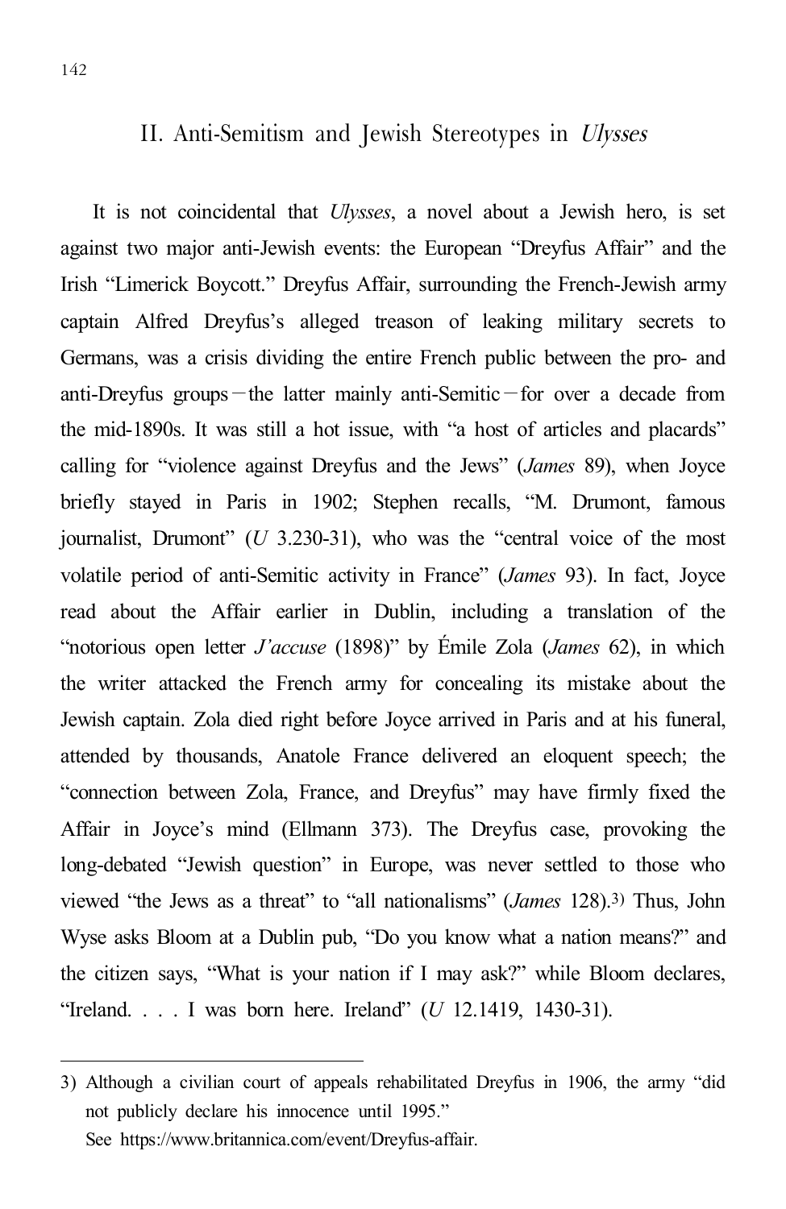## II. Anti-Semitism and Jewish Stereotypes in *Ulysses*

It is not coincidental that *Ulysses*, a novel about a Jewish hero, is set against two major anti-Jewish events: the European "Dreyfus Affair" and the Irish "Limerick Boycott." Dreyfus Affair, surrounding the French-Jewish army captain Alfred Dreyfus's alleged treason of leaking military secrets to Germans, was a crisis dividing the entire French public between the pro- and anti-Dreyfus groups—the latter mainly anti-Semitic—for over a decade from the mid-1890s. It was still a hot issue, with "a host of articles and placards" calling for "violence against Dreyfus and the Jews" (*James* 89), when Joyce briefly stayed in Paris in 1902; Stephen recalls, "M. Drumont, famous journalist, Drumont" (*U* 3.230-31), who was the "central voice of the most volatile period of anti-Semitic activity in France" (*James* 93). In fact, Joyce read about the Affair earlier in Dublin, including a translation of the "notorious open letter *J'accuse* (1898)" by Émile Zola (*James* 62), in which the writer attacked the French army for concealing its mistake about the Jewish captain. Zola died right before Joyce arrived in Paris and at his funeral, attended by thousands, Anatole France delivered an eloquent speech; the "connection between Zola, France, and Dreyfus" may have firmly fixed the Affair in Joyce's mind (Ellmann 373). The Dreyfus case, provoking the long-debated "Jewish question" in Europe, was never settled to those who viewed "the Jews as a threat" to "all nationalisms" (*James* 128).[3] Thus, John Wyse asks Bloom at a Dublin pub, "Do you know what a nation means?" and the citizen says, "What is your nation if I may ask?" while Bloom declares, "Ireland. . . . I was born here. Ireland" (*U* 12.1419, 1430-31).

---

3) Although a civilian court of appeals rehabilitated Dreyfus in 1906, the army "did not publicly declare his innocence until 1995."
See https://www.britannica.com/event/Dreyfus-affair.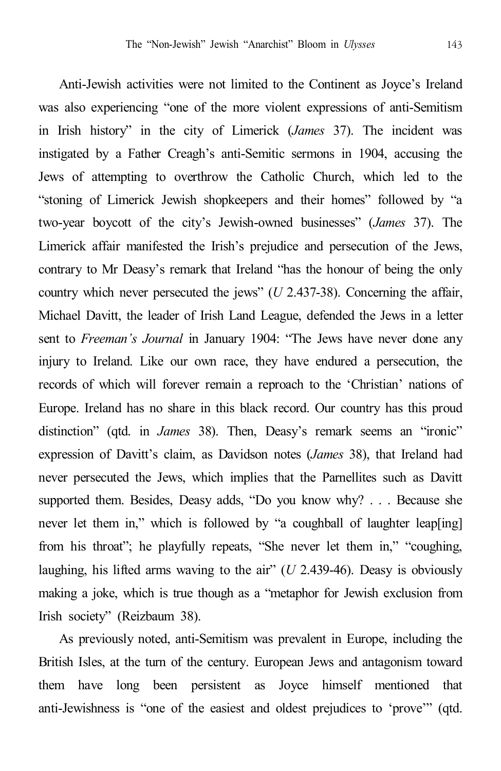Anti-Jewish activities were not limited to the Continent as Joyce's Ireland was also experiencing "one of the more violent expressions of anti-Semitism in Irish history" in the city of Limerick (*James* 37). The incident was instigated by a Father Creagh's anti-Semitic sermons in 1904, accusing the Jews of attempting to overthrow the Catholic Church, which led to the "stoning of Limerick Jewish shopkeepers and their homes" followed by "a two-year boycott of the city's Jewish-owned businesses" (*James* 37). The Limerick affair manifested the Irish's prejudice and persecution of the Jews, contrary to Mr Deasy's remark that Ireland "has the honour of being the only country which never persecuted the jews" (*U* 2.437-38). Concerning the affair, Michael Davitt, the leader of Irish Land League, defended the Jews in a letter sent to *Freeman's Journal* in January 1904: "The Jews have never done any injury to Ireland. Like our own race, they have endured a persecution, the records of which will forever remain a reproach to the 'Christian' nations of Europe. Ireland has no share in this black record. Our country has this proud distinction" (qtd. in *James* 38). Then, Deasy's remark seems an "ironic" expression of Davitt's claim, as Davidson notes (*James* 38), that Ireland had never persecuted the Jews, which implies that the Parnellites such as Davitt supported them. Besides, Deasy adds, "Do you know why? . . . Because she never let them in," which is followed by "a coughball of laughter leap[ing] from his throat"; he playfully repeats, "She never let them in," "coughing, laughing, his lifted arms waving to the air" (*U* 2.439-46). Deasy is obviously making a joke, which is true though as a "metaphor for Jewish exclusion from Irish society" (Reizbaum 38).

As previously noted, anti-Semitism was prevalent in Europe, including the British Isles, at the turn of the century. European Jews and antagonism toward them have long been persistent as Joyce himself mentioned that anti-Jewishness is "one of the easiest and oldest prejudices to 'prove'" (qtd.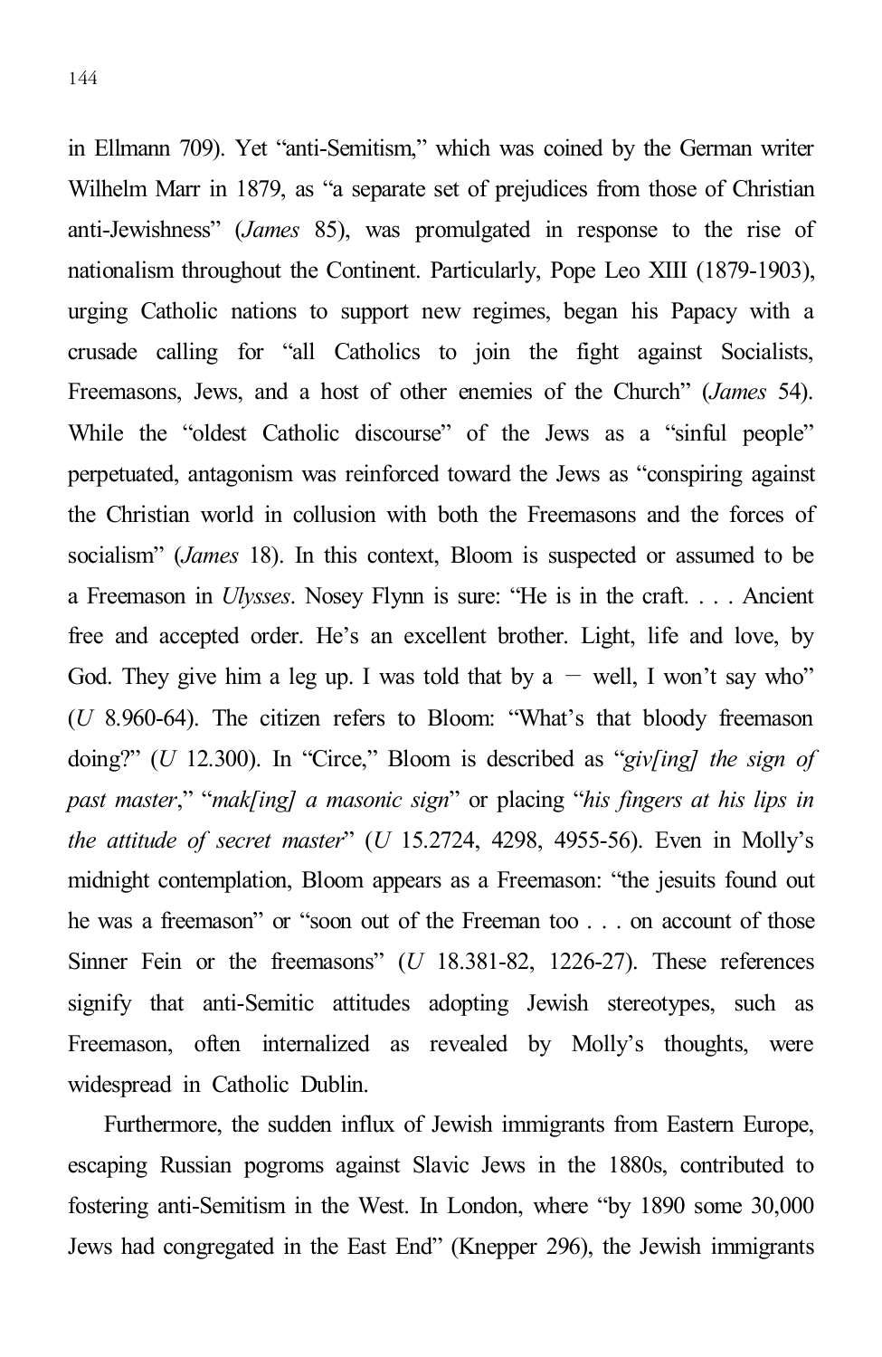in Ellmann 709). Yet "anti-Semitism," which was coined by the German writer Wilhelm Marr in 1879, as "a separate set of prejudices from those of Christian anti-Jewishness" (*James* 85), was promulgated in response to the rise of nationalism throughout the Continent. Particularly, Pope Leo XIII (1879-1903), urging Catholic nations to support new regimes, began his Papacy with a crusade calling for "all Catholics to join the fight against Socialists, Freemasons, Jews, and a host of other enemies of the Church" (*James* 54). While the "oldest Catholic discourse" of the Jews as a "sinful people" perpetuated, antagonism was reinforced toward the Jews as "conspiring against the Christian world in collusion with both the Freemasons and the forces of socialism" (*James* 18). In this context, Bloom is suspected or assumed to be a Freemason in *Ulysses*. Nosey Flynn is sure: "He is in the craft. . . . Ancient free and accepted order. He's an excellent brother. Light, life and love, by God. They give him a leg up. I was told that by a — well, I won't say who" (*U* 8.960-64). The citizen refers to Bloom: "What's that bloody freemason doing?" (*U* 12.300). In "Circe," Bloom is described as "*giv[ing] the sign of past master*," "*mak[ing] a masonic sign*" or placing "*his fingers at his lips in the attitude of secret master*" (*U* 15.2724, 4298, 4955-56). Even in Molly's midnight contemplation, Bloom appears as a Freemason: "the jesuits found out he was a freemason" or "soon out of the Freeman too . . . on account of those Sinner Fein or the freemasons" (*U* 18.381-82, 1226-27). These references signify that anti-Semitic attitudes adopting Jewish stereotypes, such as Freemason, often internalized as revealed by Molly's thoughts, were widespread in Catholic Dublin.

Furthermore, the sudden influx of Jewish immigrants from Eastern Europe, escaping Russian pogroms against Slavic Jews in the 1880s, contributed to fostering anti-Semitism in the West. In London, where "by 1890 some 30,000 Jews had congregated in the East End" (Knepper 296), the Jewish immigrants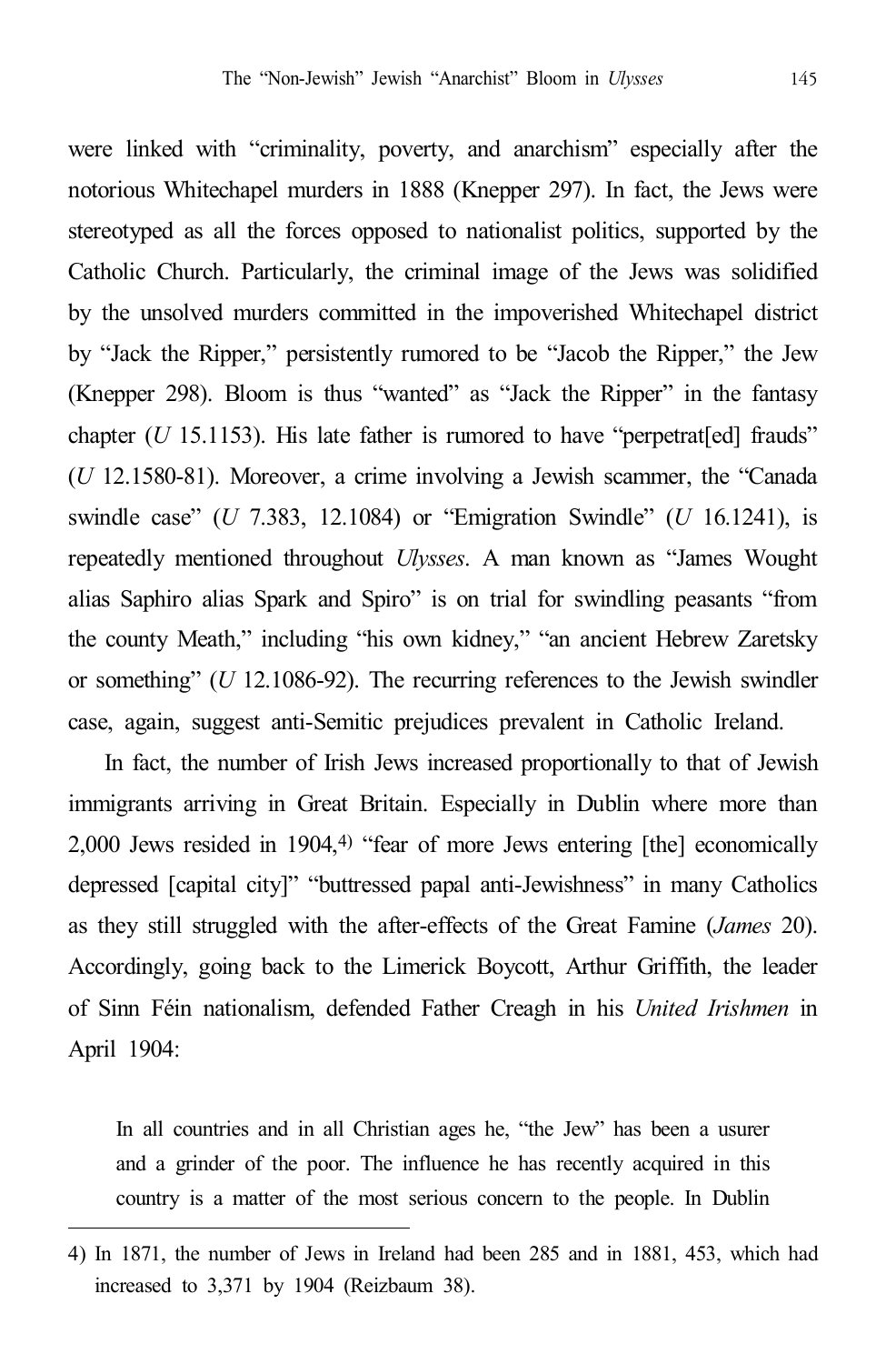were linked with "criminality, poverty, and anarchism" especially after the notorious Whitechapel murders in 1888 (Knepper 297). In fact, the Jews were stereotyped as all the forces opposed to nationalist politics, supported by the Catholic Church. Particularly, the criminal image of the Jews was solidified by the unsolved murders committed in the impoverished Whitechapel district by "Jack the Ripper," persistently rumored to be "Jacob the Ripper," the Jew (Knepper 298). Bloom is thus "wanted" as "Jack the Ripper" in the fantasy chapter (*U* 15.1153). His late father is rumored to have "perpetrat[ed] frauds" (*U* 12.1580-81). Moreover, a crime involving a Jewish scammer, the "Canada swindle case" (*U* 7.383, 12.1084) or "Emigration Swindle" (*U* 16.1241), is repeatedly mentioned throughout *Ulysses*. A man known as "James Wought alias Saphiro alias Spark and Spiro" is on trial for swindling peasants "from the county Meath," including "his own kidney," "an ancient Hebrew Zaretsky or something" (*U* 12.1086-92). The recurring references to the Jewish swindler case, again, suggest anti-Semitic prejudices prevalent in Catholic Ireland.

In fact, the number of Irish Jews increased proportionally to that of Jewish immigrants arriving in Great Britain. Especially in Dublin where more than 2,000 Jews resided in 1904,[4] "fear of more Jews entering [the] economically depressed [capital city]" "buttressed papal anti-Jewishness" in many Catholics as they still struggled with the after-effects of the Great Famine (*James* 20). Accordingly, going back to the Limerick Boycott, Arthur Griffith, the leader of Sinn Féin nationalism, defended Father Creagh in his *United Irishmen* in April 1904:

> In all countries and in all Christian ages he, "the Jew" has been a usurer and a grinder of the poor. The influence he has recently acquired in this country is a matter of the most serious concern to the people. In Dublin

4) In 1871, the number of Jews in Ireland had been 285 and in 1881, 453, which had increased to 3,371 by 1904 (Reizbaum 38).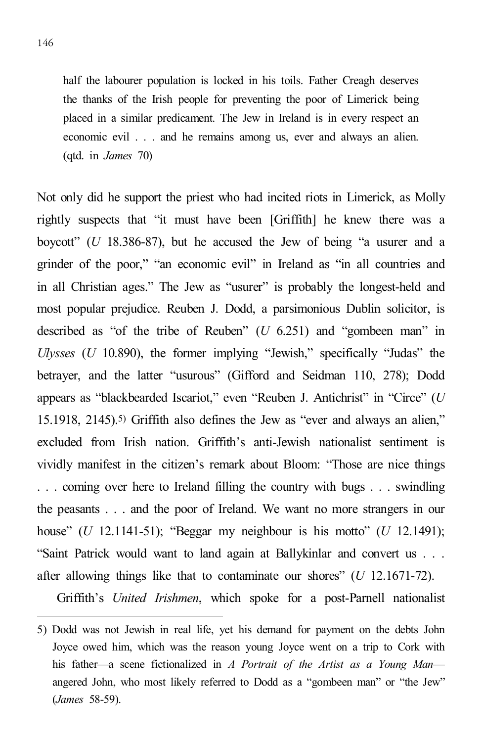> half the labourer population is locked in his toils. Father Creagh deserves the thanks of the Irish people for preventing the poor of Limerick being placed in a similar predicament. The Jew in Ireland is in every respect an economic evil . . . and he remains among us, ever and always an alien. (qtd. in *James* 70)

Not only did he support the priest who had incited riots in Limerick, as Molly rightly suspects that "it must have been [Griffith] he knew there was a boycott" (*U* 18.386-87), but he accused the Jew of being "a usurer and a grinder of the poor," "an economic evil" in Ireland as "in all countries and in all Christian ages." The Jew as "usurer" is probably the longest-held and most popular prejudice. Reuben J. Dodd, a parsimonious Dublin solicitor, is described as "of the tribe of Reuben" (*U* 6.251) and "gombeen man" in *Ulysses* (*U* 10.890), the former implying "Jewish," specifically "Judas" the betrayer, and the latter "usurous" (Gifford and Seidman 110, 278); Dodd appears as "blackbearded Iscariot," even "Reuben J. Antichrist" in "Circe" (*U* 15.1918, 2145).[5] Griffith also defines the Jew as "ever and always an alien," excluded from Irish nation. Griffith's anti-Jewish nationalist sentiment is vividly manifest in the citizen's remark about Bloom: "Those are nice things . . . coming over here to Ireland filling the country with bugs . . . swindling the peasants . . . and the poor of Ireland. We want no more strangers in our house" (*U* 12.1141-51); "Beggar my neighbour is his motto" (*U* 12.1491); "Saint Patrick would want to land again at Ballykinlar and convert us . . . after allowing things like that to contaminate our shores" (*U* 12.1671-72).

Griffith's *United Irishmen*, which spoke for a post-Parnell nationalist

---

5) Dodd was not Jewish in real life, yet his demand for payment on the debts John Joyce owed him, which was the reason young Joyce went on a trip to Cork with his father—a scene fictionalized in *A Portrait of the Artist as a Young Man*—angered John, who most likely referred to Dodd as a "gombeen man" or "the Jew" (*James* 58-59).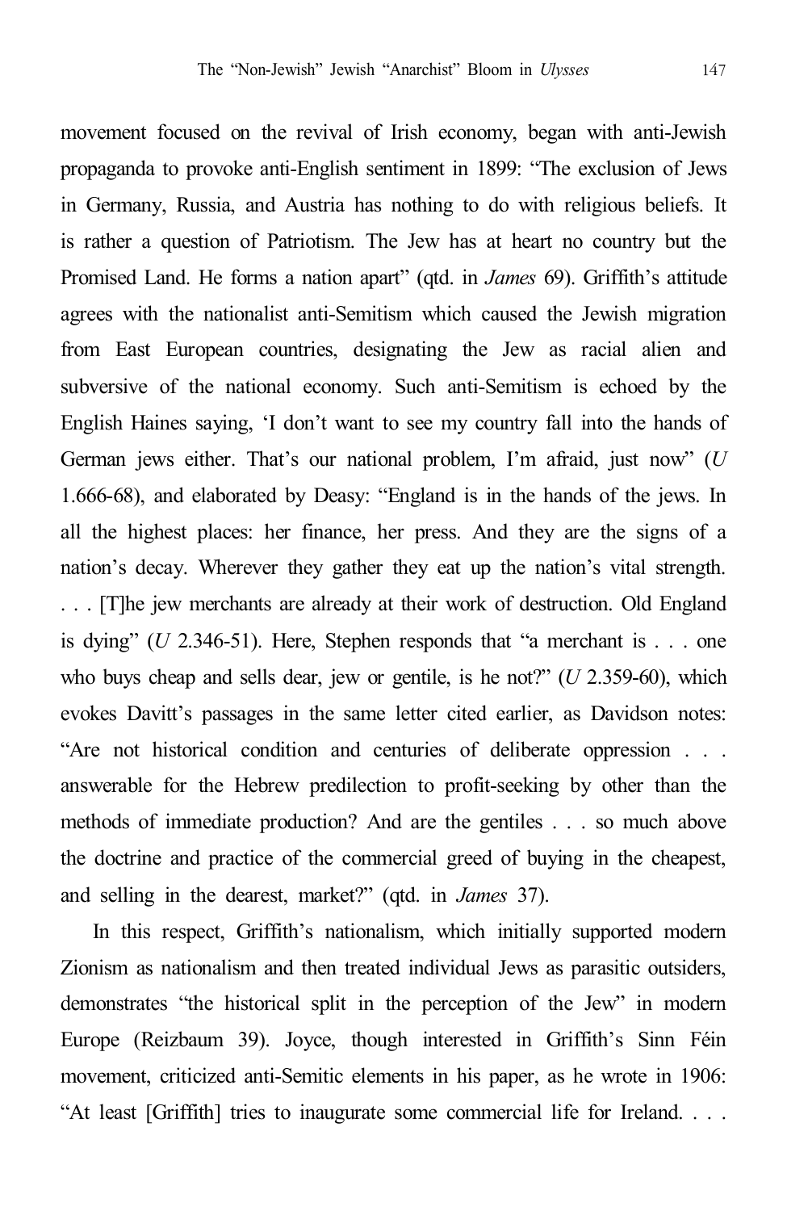movement focused on the revival of Irish economy, began with anti-Jewish propaganda to provoke anti-English sentiment in 1899: "The exclusion of Jews in Germany, Russia, and Austria has nothing to do with religious beliefs. It is rather a question of Patriotism. The Jew has at heart no country but the Promised Land. He forms a nation apart" (qtd. in *James* 69). Griffith's attitude agrees with the nationalist anti-Semitism which caused the Jewish migration from East European countries, designating the Jew as racial alien and subversive of the national economy. Such anti-Semitism is echoed by the English Haines saying, 'I don't want to see my country fall into the hands of German jews either. That's our national problem, I'm afraid, just now" (*U* 1.666-68), and elaborated by Deasy: "England is in the hands of the jews. In all the highest places: her finance, her press. And they are the signs of a nation's decay. Wherever they gather they eat up the nation's vital strength. . . . [T]he jew merchants are already at their work of destruction. Old England is dying" (*U* 2.346-51). Here, Stephen responds that "a merchant is . . . one who buys cheap and sells dear, jew or gentile, is he not?" (*U* 2.359-60), which evokes Davitt's passages in the same letter cited earlier, as Davidson notes: "Are not historical condition and centuries of deliberate oppression . . . answerable for the Hebrew predilection to profit-seeking by other than the methods of immediate production? And are the gentiles . . . so much above the doctrine and practice of the commercial greed of buying in the cheapest, and selling in the dearest, market?" (qtd. in *James* 37).

In this respect, Griffith's nationalism, which initially supported modern Zionism as nationalism and then treated individual Jews as parasitic outsiders, demonstrates "the historical split in the perception of the Jew" in modern Europe (Reizbaum 39). Joyce, though interested in Griffith's Sinn Féin movement, criticized anti-Semitic elements in his paper, as he wrote in 1906: "At least [Griffith] tries to inaugurate some commercial life for Ireland. . . .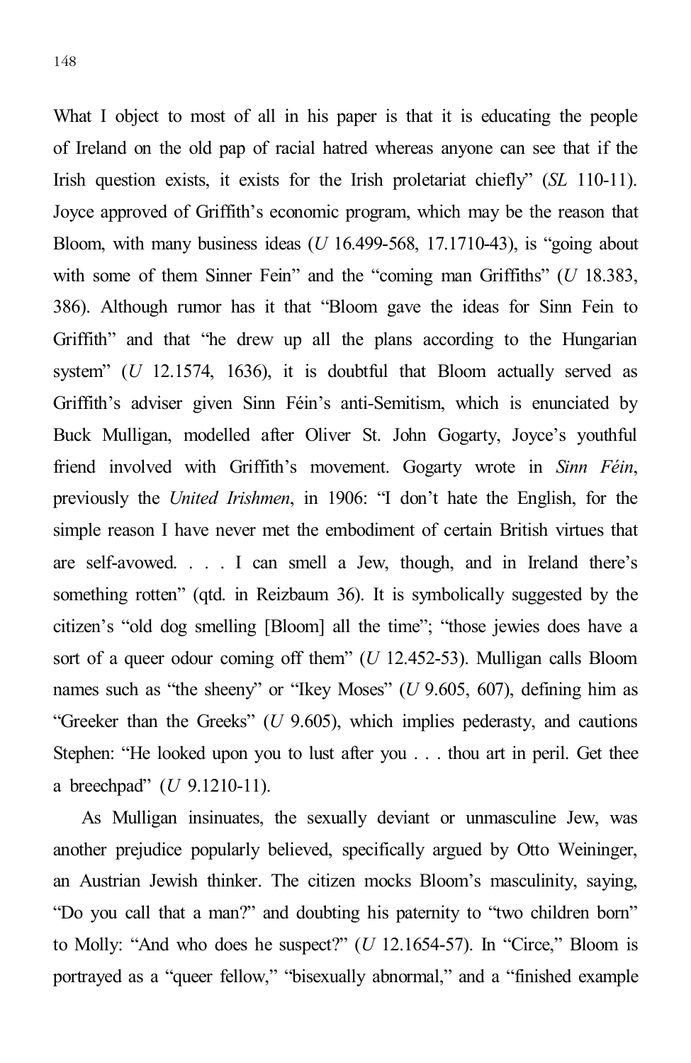What I object to most of all in his paper is that it is educating the people of Ireland on the old pap of racial hatred whereas anyone can see that if the Irish question exists, it exists for the Irish proletariat chiefly" (*SL* 110-11). Joyce approved of Griffith's economic program, which may be the reason that Bloom, with many business ideas (*U* 16.499-568, 17.1710-43), is "going about with some of them Sinner Fein" and the "coming man Griffiths" (*U* 18.383, 386). Although rumor has it that "Bloom gave the ideas for Sinn Fein to Griffith" and that "he drew up all the plans according to the Hungarian system" (*U* 12.1574, 1636), it is doubtful that Bloom actually served as Griffith's adviser given Sinn Féin's anti-Semitism, which is enunciated by Buck Mulligan, modelled after Oliver St. John Gogarty, Joyce's youthful friend involved with Griffith's movement. Gogarty wrote in *Sinn Féin*, previously the *United Irishmen*, in 1906: "I don't hate the English, for the simple reason I have never met the embodiment of certain British virtues that are self-avowed. . . . I can smell a Jew, though, and in Ireland there's something rotten" (qtd. in Reizbaum 36). It is symbolically suggested by the citizen's "old dog smelling [Bloom] all the time"; "those jewies does have a sort of a queer odour coming off them" (*U* 12.452-53). Mulligan calls Bloom names such as "the sheeny" or "Ikey Moses" (*U* 9.605, 607), defining him as "Greeker than the Greeks" (*U* 9.605), which implies pederasty, and cautions Stephen: "He looked upon you to lust after you . . . thou art in peril. Get thee a breechpad" (*U* 9.1210-11).

As Mulligan insinuates, the sexually deviant or unmasculine Jew, was another prejudice popularly believed, specifically argued by Otto Weininger, an Austrian Jewish thinker. The citizen mocks Bloom's masculinity, saying, "Do you call that a man?" and doubting his paternity to "two children born" to Molly: "And who does he suspect?" (*U* 12.1654-57). In "Circe," Bloom is portrayed as a "queer fellow," "bisexually abnormal," and a "finished example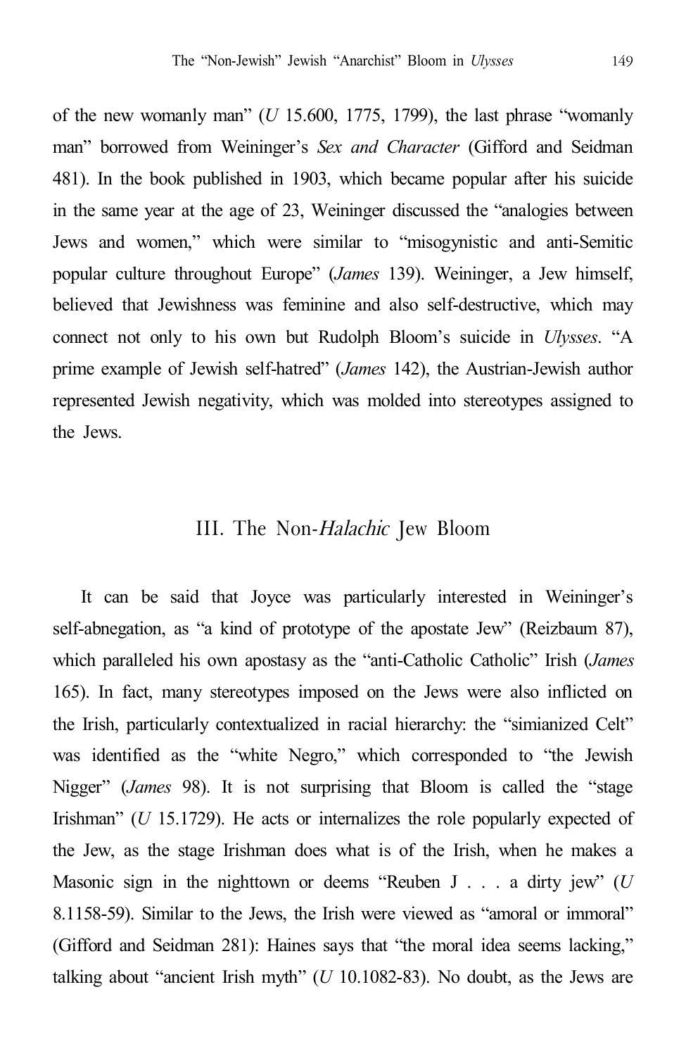of the new womanly man" (*U* 15.600, 1775, 1799), the last phrase "womanly man" borrowed from Weininger's *Sex and Character* (Gifford and Seidman 481). In the book published in 1903, which became popular after his suicide in the same year at the age of 23, Weininger discussed the "analogies between Jews and women," which were similar to "misogynistic and anti-Semitic popular culture throughout Europe" (*James* 139). Weininger, a Jew himself, believed that Jewishness was feminine and also self-destructive, which may connect not only to his own but Rudolph Bloom's suicide in *Ulysses*. "A prime example of Jewish self-hatred" (*James* 142), the Austrian-Jewish author represented Jewish negativity, which was molded into stereotypes assigned to the Jews.

## III. The Non-*Halachic* Jew Bloom

It can be said that Joyce was particularly interested in Weininger's self-abnegation, as "a kind of prototype of the apostate Jew" (Reizbaum 87), which paralleled his own apostasy as the "anti-Catholic Catholic" Irish (*James* 165). In fact, many stereotypes imposed on the Jews were also inflicted on the Irish, particularly contextualized in racial hierarchy: the "simianized Celt" was identified as the "white Negro," which corresponded to "the Jewish Nigger" (*James* 98). It is not surprising that Bloom is called the "stage Irishman" (*U* 15.1729). He acts or internalizes the role popularly expected of the Jew, as the stage Irishman does what is of the Irish, when he makes a Masonic sign in the nighttown or deems "Reuben J . . . a dirty jew" (*U* 8.1158-59). Similar to the Jews, the Irish were viewed as "amoral or immoral" (Gifford and Seidman 281): Haines says that "the moral idea seems lacking," talking about "ancient Irish myth" (*U* 10.1082-83). No doubt, as the Jews are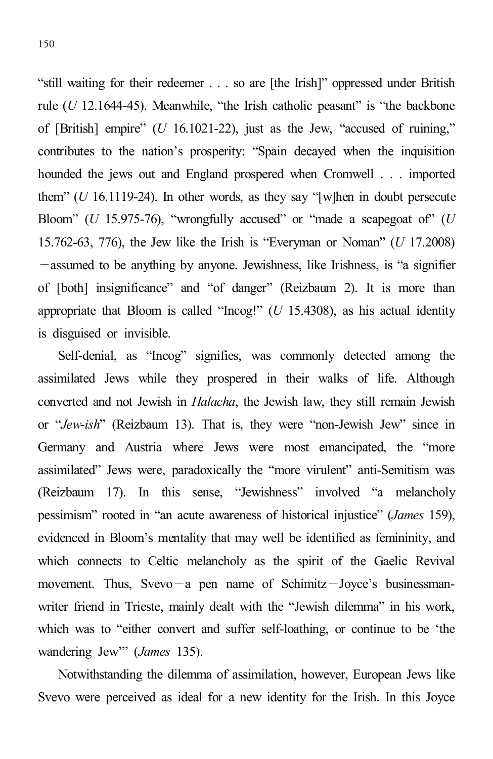"still waiting for their redeemer . . . so are [the Irish]" oppressed under British rule (*U* 12.1644-45). Meanwhile, "the Irish catholic peasant" is "the backbone of [British] empire" (*U* 16.1021-22), just as the Jew, "accused of ruining," contributes to the nation's prosperity: "Spain decayed when the inquisition hounded the jews out and England prospered when Cromwell . . . imported them" (*U* 16.1119-24). In other words, as they say "[w]hen in doubt persecute Bloom" (*U* 15.975-76), "wrongfully accused" or "made a scapegoat of" (*U* 15.762-63, 776), the Jew like the Irish is "Everyman or Noman" (*U* 17.2008)—assumed to be anything by anyone. Jewishness, like Irishness, is "a signifier of [both] insignificance" and "of danger" (Reizbaum 2). It is more than appropriate that Bloom is called "Incog!" (*U* 15.4308), as his actual identity is disguised or invisible.

Self-denial, as "Incog" signifies, was commonly detected among the assimilated Jews while they prospered in their walks of life. Although converted and not Jewish in *Halacha*, the Jewish law, they still remain Jewish or "*Jew-ish*" (Reizbaum 13). That is, they were "non-Jewish Jew" since in Germany and Austria where Jews were most emancipated, the "more assimilated" Jews were, paradoxically the "more virulent" anti-Semitism was (Reizbaum 17). In this sense, "Jewishness" involved "a melancholy pessimism" rooted in "an acute awareness of historical injustice" (*James* 159), evidenced in Bloom's mentality that may well be identified as femininity, and which connects to Celtic melancholy as the spirit of the Gaelic Revival movement. Thus, Svevo—a pen name of Schimitz—Joyce's businessman-writer friend in Trieste, mainly dealt with the "Jewish dilemma" in his work, which was to "either convert and suffer self-loathing, or continue to be 'the wandering Jew'" (*James* 135).

Notwithstanding the dilemma of assimilation, however, European Jews like Svevo were perceived as ideal for a new identity for the Irish. In this Joyce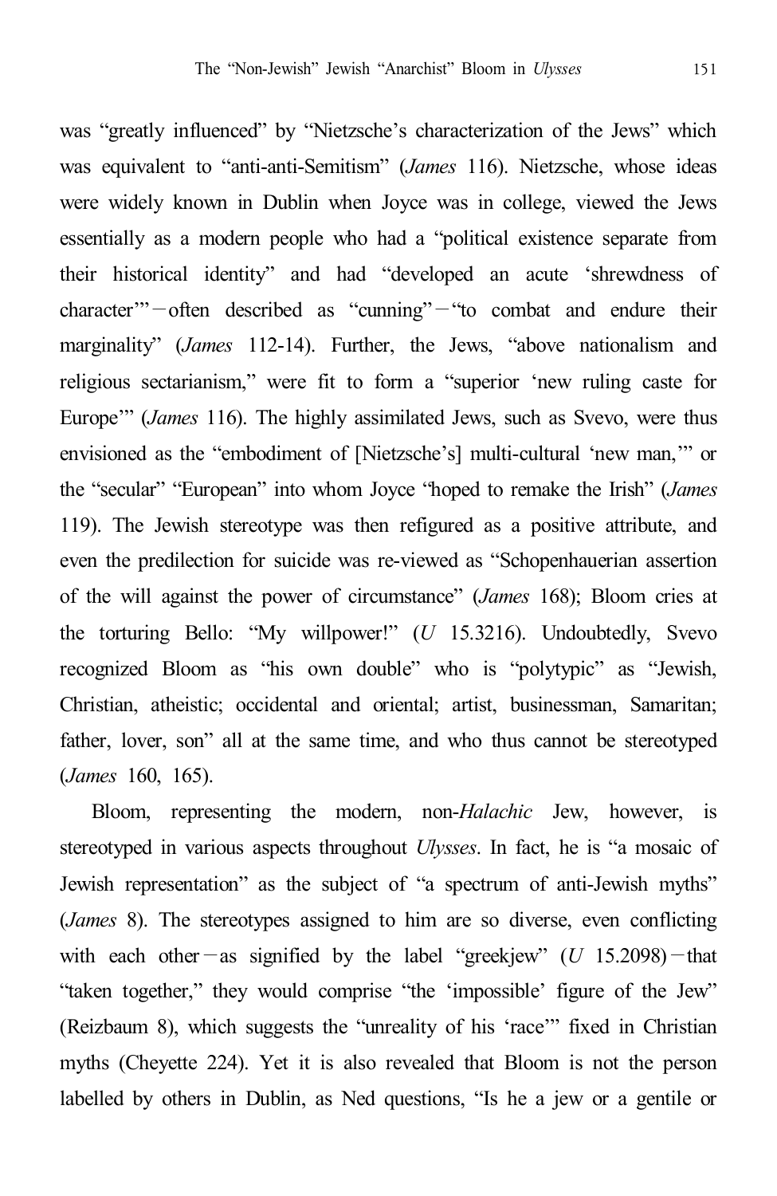was "greatly influenced" by "Nietzsche's characterization of the Jews" which was equivalent to "anti-anti-Semitism" (*James* 116). Nietzsche, whose ideas were widely known in Dublin when Joyce was in college, viewed the Jews essentially as a modern people who had a "political existence separate from their historical identity" and had "developed an acute 'shrewdness of character'"—often described as "cunning"—"to combat and endure their marginality" (*James* 112-14). Further, the Jews, "above nationalism and religious sectarianism," were fit to form a "superior 'new ruling caste for Europe'" (*James* 116). The highly assimilated Jews, such as Svevo, were thus envisioned as the "embodiment of [Nietzsche's] multi-cultural 'new man,'" or the "secular" "European" into whom Joyce "hoped to remake the Irish" (*James* 119). The Jewish stereotype was then refigured as a positive attribute, and even the predilection for suicide was re-viewed as "Schopenhauerian assertion of the will against the power of circumstance" (*James* 168); Bloom cries at the torturing Bello: "My willpower!" (*U* 15.3216). Undoubtedly, Svevo recognized Bloom as "his own double" who is "polytypic" as "Jewish, Christian, atheistic; occidental and oriental; artist, businessman, Samaritan; father, lover, son" all at the same time, and who thus cannot be stereotyped (*James* 160, 165).

Bloom, representing the modern, non-*Halachic* Jew, however, is stereotyped in various aspects throughout *Ulysses*. In fact, he is "a mosaic of Jewish representation" as the subject of "a spectrum of anti-Jewish myths" (*James* 8). The stereotypes assigned to him are so diverse, even conflicting with each other—as signified by the label "greekjew" (*U* 15.2098)—that "taken together," they would comprise "the 'impossible' figure of the Jew" (Reizbaum 8), which suggests the "unreality of his 'race'" fixed in Christian myths (Cheyette 224). Yet it is also revealed that Bloom is not the person labelled by others in Dublin, as Ned questions, "Is he a jew or a gentile or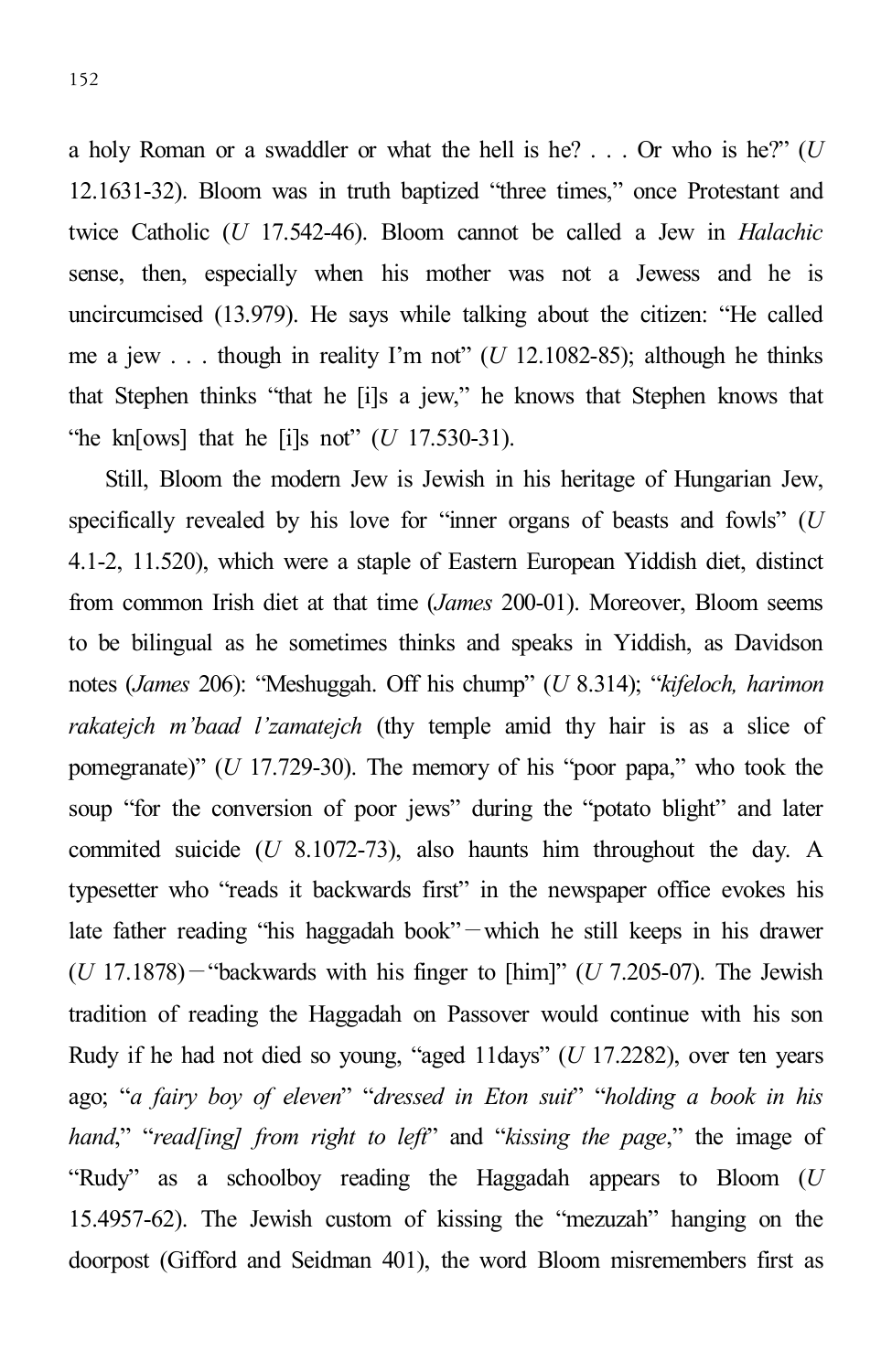a holy Roman or a swaddler or what the hell is he? . . . Or who is he?" (*U* 12.1631-32). Bloom was in truth baptized "three times," once Protestant and twice Catholic (*U* 17.542-46). Bloom cannot be called a Jew in *Halachic* sense, then, especially when his mother was not a Jewess and he is uncircumcised (13.979). He says while talking about the citizen: "He called me a jew . . . though in reality I'm not" (*U* 12.1082-85); although he thinks that Stephen thinks "that he [i]s a jew," he knows that Stephen knows that "he kn[ows] that he [i]s not" (*U* 17.530-31).

Still, Bloom the modern Jew is Jewish in his heritage of Hungarian Jew, specifically revealed by his love for "inner organs of beasts and fowls" (*U* 4.1-2, 11.520), which were a staple of Eastern European Yiddish diet, distinct from common Irish diet at that time (*James* 200-01). Moreover, Bloom seems to be bilingual as he sometimes thinks and speaks in Yiddish, as Davidson notes (*James* 206): "Meshuggah. Off his chump" (*U* 8.314); "*kifeloch, harimon rakatejch m'baad l'zamatejch* (thy temple amid thy hair is as a slice of pomegranate)" (*U* 17.729-30). The memory of his "poor papa," who took the soup "for the conversion of poor jews" during the "potato blight" and later commited suicide (*U* 8.1072-73), also haunts him throughout the day. A typesetter who "reads it backwards first" in the newspaper office evokes his late father reading "his haggadah book"—which he still keeps in his drawer (*U* 17.1878)—"backwards with his finger to [him]" (*U* 7.205-07). The Jewish tradition of reading the Haggadah on Passover would continue with his son Rudy if he had not died so young, "aged 11days" (*U* 17.2282), over ten years ago; "*a fairy boy of eleven*" "*dressed in Eton suit*" "*holding a book in his hand*," "*read[ing] from right to left*" and "*kissing the page*," the image of "Rudy" as a schoolboy reading the Haggadah appears to Bloom (*U* 15.4957-62). The Jewish custom of kissing the "mezuzah" hanging on the doorpost (Gifford and Seidman 401), the word Bloom misremembers first as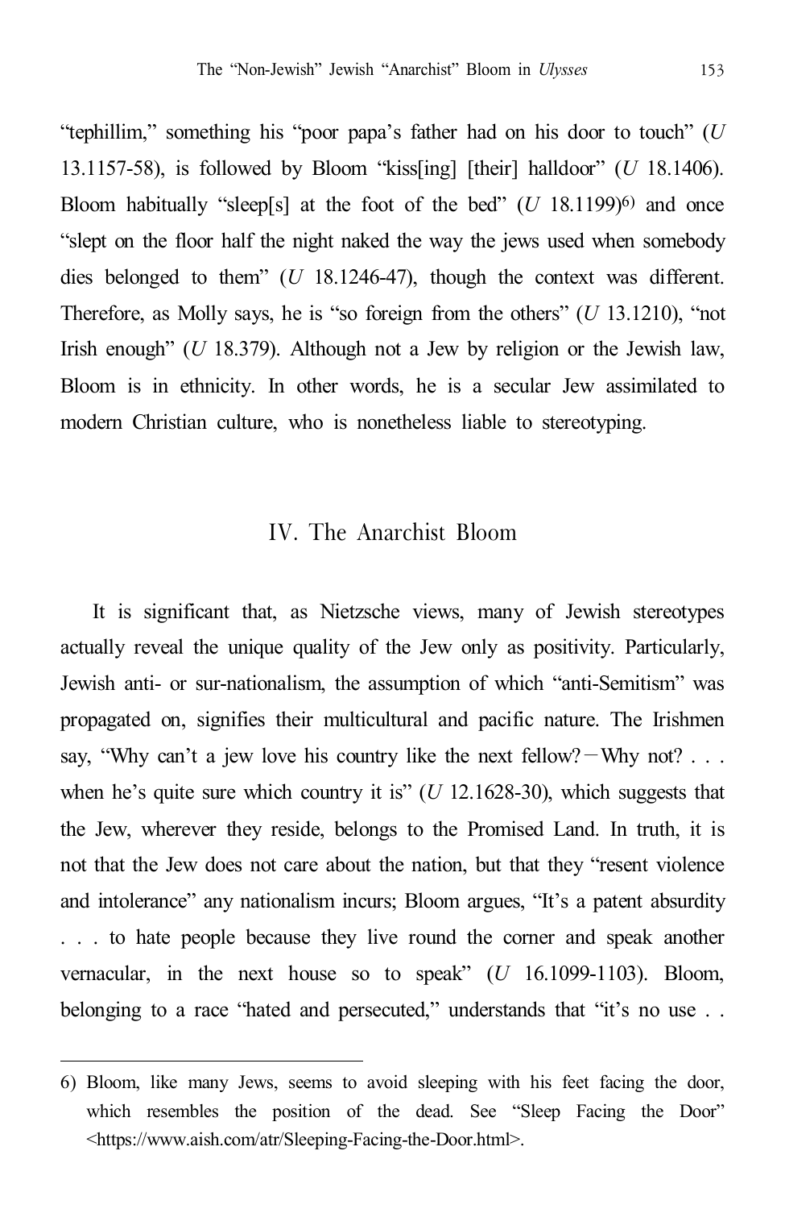"tephillim," something his "poor papa's father had on his door to touch" (*U* 13.1157-58), is followed by Bloom "kiss[ing] [their] halldoor" (*U* 18.1406). Bloom habitually "sleep[s] at the foot of the bed" (*U* 18.1199)[6] and once "slept on the floor half the night naked the way the jews used when somebody dies belonged to them" (*U* 18.1246-47), though the context was different. Therefore, as Molly says, he is "so foreign from the others" (*U* 13.1210), "not Irish enough" (*U* 18.379). Although not a Jew by religion or the Jewish law, Bloom is in ethnicity. In other words, he is a secular Jew assimilated to modern Christian culture, who is nonetheless liable to stereotyping.

## IV. The Anarchist Bloom

It is significant that, as Nietzsche views, many of Jewish stereotypes actually reveal the unique quality of the Jew only as positivity. Particularly, Jewish anti- or sur-nationalism, the assumption of which "anti-Semitism" was propagated on, signifies their multicultural and pacific nature. The Irishmen say, "Why can't a jew love his country like the next fellow?—Why not? . . . when he's quite sure which country it is" (*U* 12.1628-30), which suggests that the Jew, wherever they reside, belongs to the Promised Land. In truth, it is not that the Jew does not care about the nation, but that they "resent violence and intolerance" any nationalism incurs; Bloom argues, "It's a patent absurdity . . . to hate people because they live round the corner and speak another vernacular, in the next house so to speak" (*U* 16.1099-1103). Bloom, belonging to a race "hated and persecuted," understands that "it's no use . .

6) Bloom, like many Jews, seems to avoid sleeping with his feet facing the door, which resembles the position of the dead. See "Sleep Facing the Door" <https://www.aish.com/atr/Sleeping-Facing-the-Door.html>.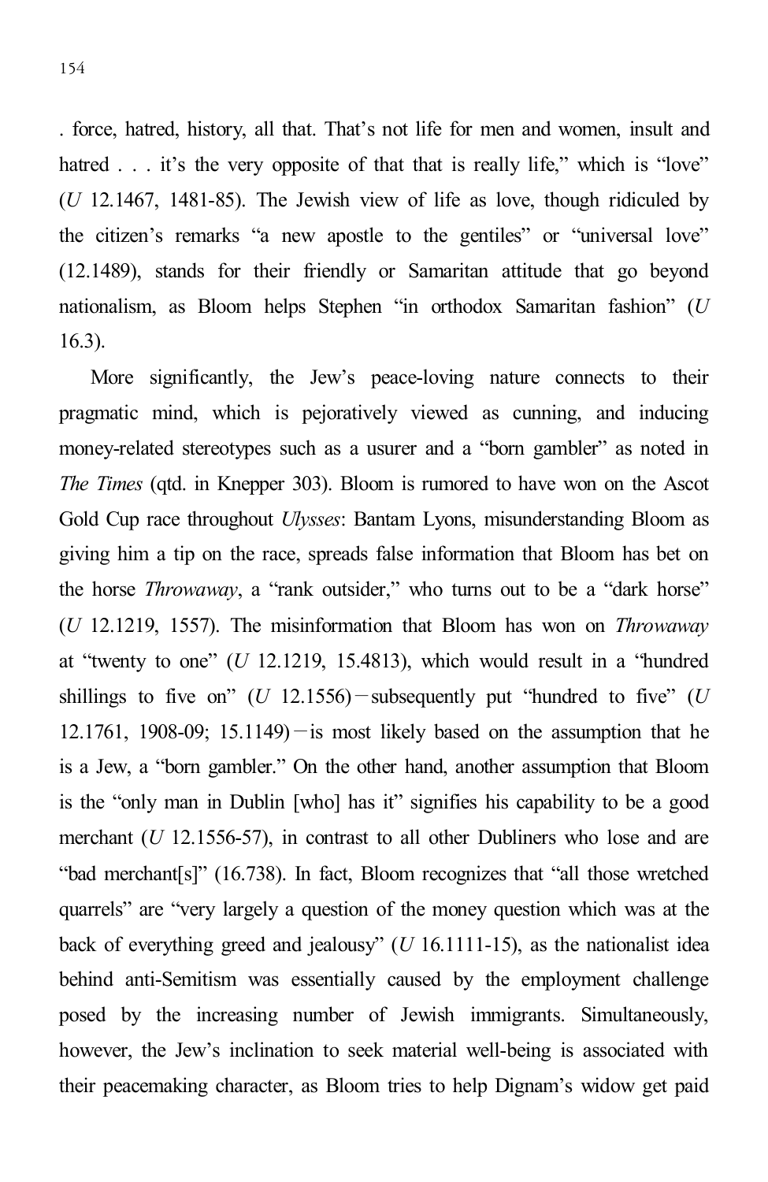. force, hatred, history, all that. That's not life for men and women, insult and hatred . . . it's the very opposite of that that is really life," which is "love" (*U* 12.1467, 1481-85). The Jewish view of life as love, though ridiculed by the citizen's remarks "a new apostle to the gentiles" or "universal love" (12.1489), stands for their friendly or Samaritan attitude that go beyond nationalism, as Bloom helps Stephen "in orthodox Samaritan fashion" (*U* 16.3).

More significantly, the Jew's peace-loving nature connects to their pragmatic mind, which is pejoratively viewed as cunning, and inducing money-related stereotypes such as a usurer and a "born gambler" as noted in *The Times* (qtd. in Knepper 303). Bloom is rumored to have won on the Ascot Gold Cup race throughout *Ulysses*: Bantam Lyons, misunderstanding Bloom as giving him a tip on the race, spreads false information that Bloom has bet on the horse *Throwaway*, a "rank outsider," who turns out to be a "dark horse" (*U* 12.1219, 1557). The misinformation that Bloom has won on *Throwaway* at "twenty to one" (*U* 12.1219, 15.4813), which would result in a "hundred shillings to five on" (*U* 12.1556)—subsequently put "hundred to five" (*U* 12.1761, 1908-09; 15.1149)—is most likely based on the assumption that he is a Jew, a "born gambler." On the other hand, another assumption that Bloom is the "only man in Dublin [who] has it" signifies his capability to be a good merchant (*U* 12.1556-57), in contrast to all other Dubliners who lose and are "bad merchant[s]" (16.738). In fact, Bloom recognizes that "all those wretched quarrels" are "very largely a question of the money question which was at the back of everything greed and jealousy" (*U* 16.1111-15), as the nationalist idea behind anti-Semitism was essentially caused by the employment challenge posed by the increasing number of Jewish immigrants. Simultaneously, however, the Jew's inclination to seek material well-being is associated with their peacemaking character, as Bloom tries to help Dignam's widow get paid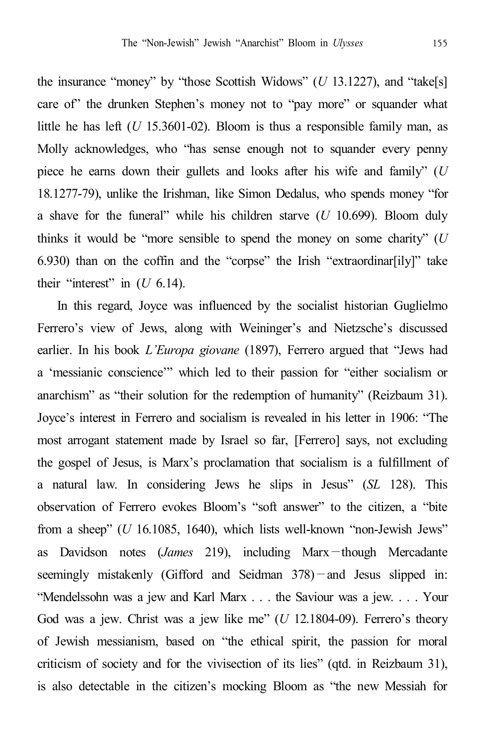the insurance "money" by "those Scottish Widows" (*U* 13.1227), and "take[s] care of" the drunken Stephen's money not to "pay more" or squander what little he has left (*U* 15.3601-02). Bloom is thus a responsible family man, as Molly acknowledges, who "has sense enough not to squander every penny piece he earns down their gullets and looks after his wife and family" (*U* 18.1277-79), unlike the Irishman, like Simon Dedalus, who spends money "for a shave for the funeral" while his children starve (*U* 10.699). Bloom duly thinks it would be "more sensible to spend the money on some charity" (*U* 6.930) than on the coffin and the "corpse" the Irish "extraordinar[ily]" take their "interest" in (*U* 6.14).

In this regard, Joyce was influenced by the socialist historian Guglielmo Ferrero's view of Jews, along with Weininger's and Nietzsche's discussed earlier. In his book *L'Europa giovane* (1897), Ferrero argued that "Jews had a 'messianic conscience'" which led to their passion for "either socialism or anarchism" as "their solution for the redemption of humanity" (Reizbaum 31). Joyce's interest in Ferrero and socialism is revealed in his letter in 1906: "The most arrogant statement made by Israel so far, [Ferrero] says, not excluding the gospel of Jesus, is Marx's proclamation that socialism is a fulfillment of a natural law. In considering Jews he slips in Jesus" (*SL* 128). This observation of Ferrero evokes Bloom's "soft answer" to the citizen, a "bite from a sheep" (*U* 16.1085, 1640), which lists well-known "non-Jewish Jews" as Davidson notes (*James* 219), including Marx—though Mercadante seemingly mistakenly (Gifford and Seidman 378)—and Jesus slipped in: "Mendelssohn was a jew and Karl Marx . . . the Saviour was a jew. . . . Your God was a jew. Christ was a jew like me" (*U* 12.1804-09). Ferrero's theory of Jewish messianism, based on "the ethical spirit, the passion for moral criticism of society and for the vivisection of its lies" (qtd. in Reizbaum 31), is also detectable in the citizen's mocking Bloom as "the new Messiah for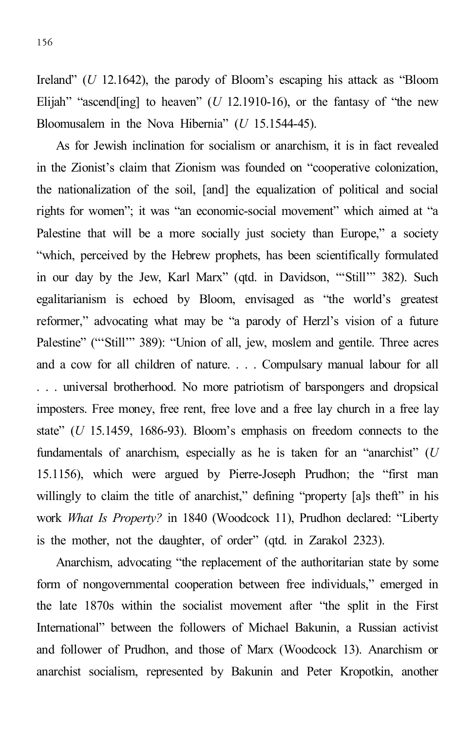Ireland" (*U* 12.1642), the parody of Bloom's escaping his attack as "Bloom Elijah" "ascend[ing] to heaven" (*U* 12.1910-16), or the fantasy of "the new Bloomusalem in the Nova Hibernia" (*U* 15.1544-45).

As for Jewish inclination for socialism or anarchism, it is in fact revealed in the Zionist's claim that Zionism was founded on "cooperative colonization, the nationalization of the soil, [and] the equalization of political and social rights for women"; it was "an economic-social movement" which aimed at "a Palestine that will be a more socially just society than Europe," a society "which, perceived by the Hebrew prophets, has been scientifically formulated in our day by the Jew, Karl Marx" (qtd. in Davidson, "'Still'" 382). Such egalitarianism is echoed by Bloom, envisaged as "the world's greatest reformer," advocating what may be "a parody of Herzl's vision of a future Palestine" ("'Still'" 389): "Union of all, jew, moslem and gentile. Three acres and a cow for all children of nature. . . . Compulsary manual labour for all . . . universal brotherhood. No more patriotism of barspongers and dropsical imposters. Free money, free rent, free love and a free lay church in a free lay state" (*U* 15.1459, 1686-93). Bloom's emphasis on freedom connects to the fundamentals of anarchism, especially as he is taken for an "anarchist" (*U* 15.1156), which were argued by Pierre-Joseph Prudhon; the "first man willingly to claim the title of anarchist," defining "property [a]s theft" in his work *What Is Property?* in 1840 (Woodcock 11), Prudhon declared: "Liberty is the mother, not the daughter, of order" (qtd. in Zarakol 2323).

Anarchism, advocating "the replacement of the authoritarian state by some form of nongovernmental cooperation between free individuals," emerged in the late 1870s within the socialist movement after "the split in the First International" between the followers of Michael Bakunin, a Russian activist and follower of Prudhon, and those of Marx (Woodcock 13). Anarchism or anarchist socialism, represented by Bakunin and Peter Kropotkin, another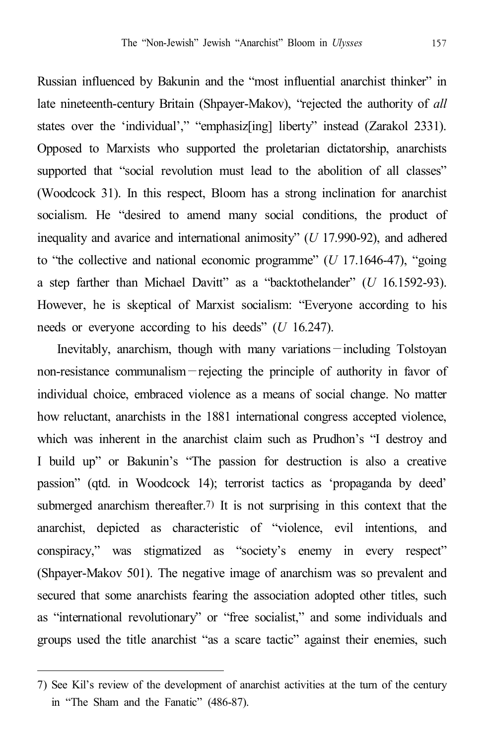Russian influenced by Bakunin and the "most influential anarchist thinker" in late nineteenth-century Britain (Shpayer-Makov), "rejected the authority of *all* states over the 'individual'," "emphasiz[ing] liberty" instead (Zarakol 2331). Opposed to Marxists who supported the proletarian dictatorship, anarchists supported that "social revolution must lead to the abolition of all classes" (Woodcock 31). In this respect, Bloom has a strong inclination for anarchist socialism. He "desired to amend many social conditions, the product of inequality and avarice and international animosity" (*U* 17.990-92), and adhered to "the collective and national economic programme" (*U* 17.1646-47), "going a step farther than Michael Davitt" as a "backtothelander" (*U* 16.1592-93). However, he is skeptical of Marxist socialism: "Everyone according to his needs or everyone according to his deeds" (*U* 16.247).

Inevitably, anarchism, though with many variations—including Tolstoyan non-resistance communalism—rejecting the principle of authority in favor of individual choice, embraced violence as a means of social change. No matter how reluctant, anarchists in the 1881 international congress accepted violence, which was inherent in the anarchist claim such as Prudhon's "I destroy and I build up" or Bakunin's "The passion for destruction is also a creative passion" (qtd. in Woodcock 14); terrorist tactics as 'propaganda by deed' submerged anarchism thereafter.[7] It is not surprising in this context that the anarchist, depicted as characteristic of "violence, evil intentions, and conspiracy," was stigmatized as "society's enemy in every respect" (Shpayer-Makov 501). The negative image of anarchism was so prevalent and secured that some anarchists fearing the association adopted other titles, such as "international revolutionary" or "free socialist," and some individuals and groups used the title anarchist "as a scare tactic" against their enemies, such

---

7) See Kil's review of the development of anarchist activities at the turn of the century in "The Sham and the Fanatic" (486-87).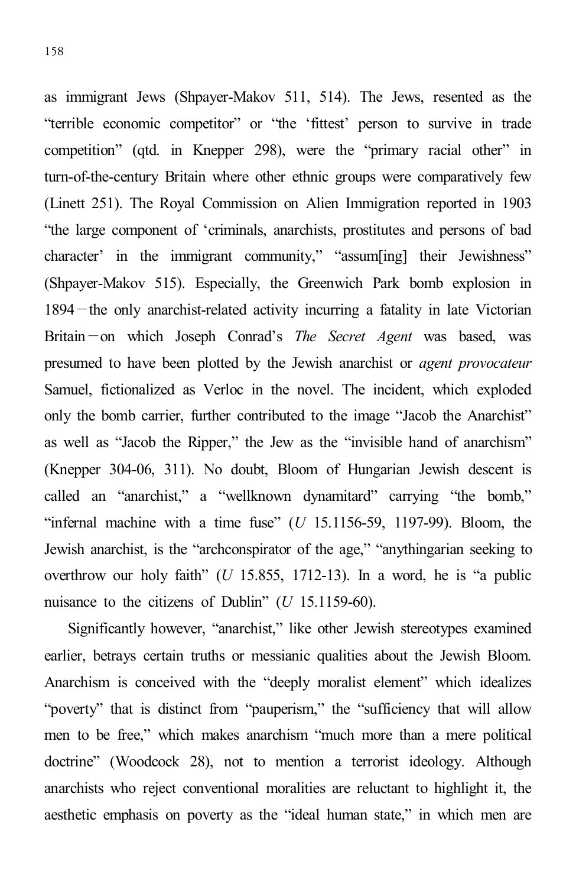as immigrant Jews (Shpayer-Makov 511, 514). The Jews, resented as the "terrible economic competitor" or "the 'fittest' person to survive in trade competition" (qtd. in Knepper 298), were the "primary racial other" in turn-of-the-century Britain where other ethnic groups were comparatively few (Linett 251). The Royal Commission on Alien Immigration reported in 1903 "the large component of 'criminals, anarchists, prostitutes and persons of bad character' in the immigrant community," "assum[ing] their Jewishness" (Shpayer-Makov 515). Especially, the Greenwich Park bomb explosion in 1894—the only anarchist-related activity incurring a fatality in late Victorian Britain—on which Joseph Conrad's *The Secret Agent* was based, was presumed to have been plotted by the Jewish anarchist or *agent provocateur* Samuel, fictionalized as Verloc in the novel. The incident, which exploded only the bomb carrier, further contributed to the image "Jacob the Anarchist" as well as "Jacob the Ripper," the Jew as the "invisible hand of anarchism" (Knepper 304-06, 311). No doubt, Bloom of Hungarian Jewish descent is called an "anarchist," a "wellknown dynamitard" carrying "the bomb," "infernal machine with a time fuse" (*U* 15.1156-59, 1197-99). Bloom, the Jewish anarchist, is the "archconspirator of the age," "anythingarian seeking to overthrow our holy faith" (*U* 15.855, 1712-13). In a word, he is "a public nuisance to the citizens of Dublin" (*U* 15.1159-60).

Significantly however, "anarchist," like other Jewish stereotypes examined earlier, betrays certain truths or messianic qualities about the Jewish Bloom. Anarchism is conceived with the "deeply moralist element" which idealizes "poverty" that is distinct from "pauperism," the "sufficiency that will allow men to be free," which makes anarchism "much more than a mere political doctrine" (Woodcock 28), not to mention a terrorist ideology. Although anarchists who reject conventional moralities are reluctant to highlight it, the aesthetic emphasis on poverty as the "ideal human state," in which men are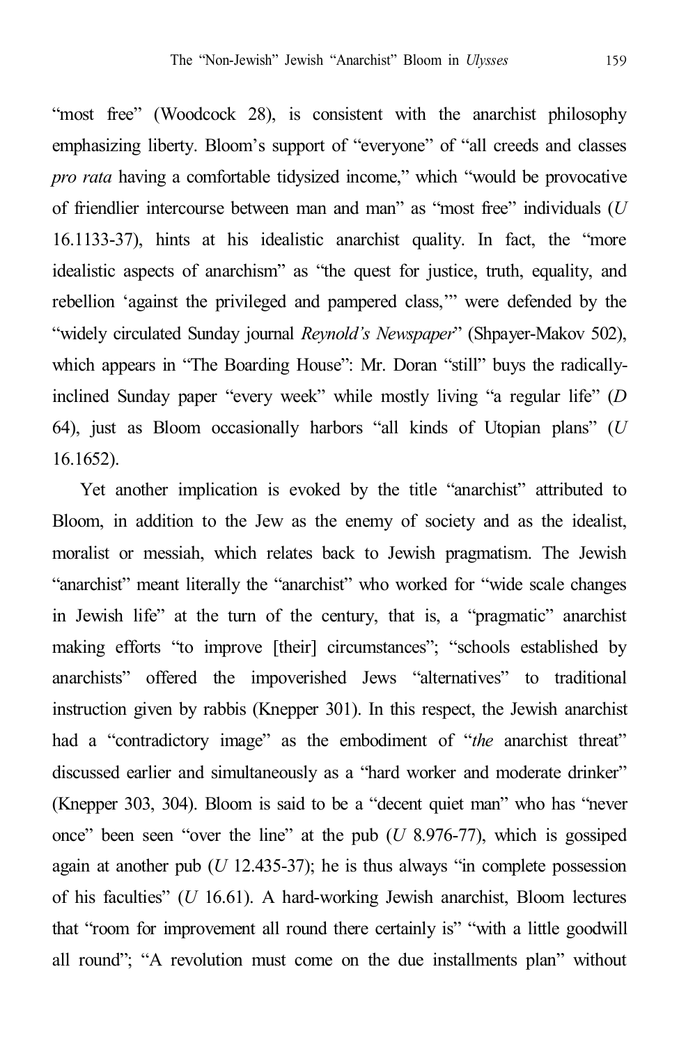"most free" (Woodcock 28), is consistent with the anarchist philosophy emphasizing liberty. Bloom's support of "everyone" of "all creeds and classes *pro rata* having a comfortable tidysized income," which "would be provocative of friendlier intercourse between man and man" as "most free" individuals (*U* 16.1133-37), hints at his idealistic anarchist quality. In fact, the "more idealistic aspects of anarchism" as "the quest for justice, truth, equality, and rebellion 'against the privileged and pampered class,'" were defended by the "widely circulated Sunday journal *Reynold's Newspaper*" (Shpayer-Makov 502), which appears in "The Boarding House": Mr. Doran "still" buys the radically-inclined Sunday paper "every week" while mostly living "a regular life" (*D* 64), just as Bloom occasionally harbors "all kinds of Utopian plans" (*U* 16.1652).

Yet another implication is evoked by the title "anarchist" attributed to Bloom, in addition to the Jew as the enemy of society and as the idealist, moralist or messiah, which relates back to Jewish pragmatism. The Jewish "anarchist" meant literally the "anarchist" who worked for "wide scale changes in Jewish life" at the turn of the century, that is, a "pragmatic" anarchist making efforts "to improve [their] circumstances"; "schools established by anarchists" offered the impoverished Jews "alternatives" to traditional instruction given by rabbis (Knepper 301). In this respect, the Jewish anarchist had a "contradictory image" as the embodiment of "*the* anarchist threat" discussed earlier and simultaneously as a "hard worker and moderate drinker" (Knepper 303, 304). Bloom is said to be a "decent quiet man" who has "never once" been seen "over the line" at the pub (*U* 8.976-77), which is gossiped again at another pub (*U* 12.435-37); he is thus always "in complete possession of his faculties" (*U* 16.61). A hard-working Jewish anarchist, Bloom lectures that "room for improvement all round there certainly is" "with a little goodwill all round"; "A revolution must come on the due installments plan" without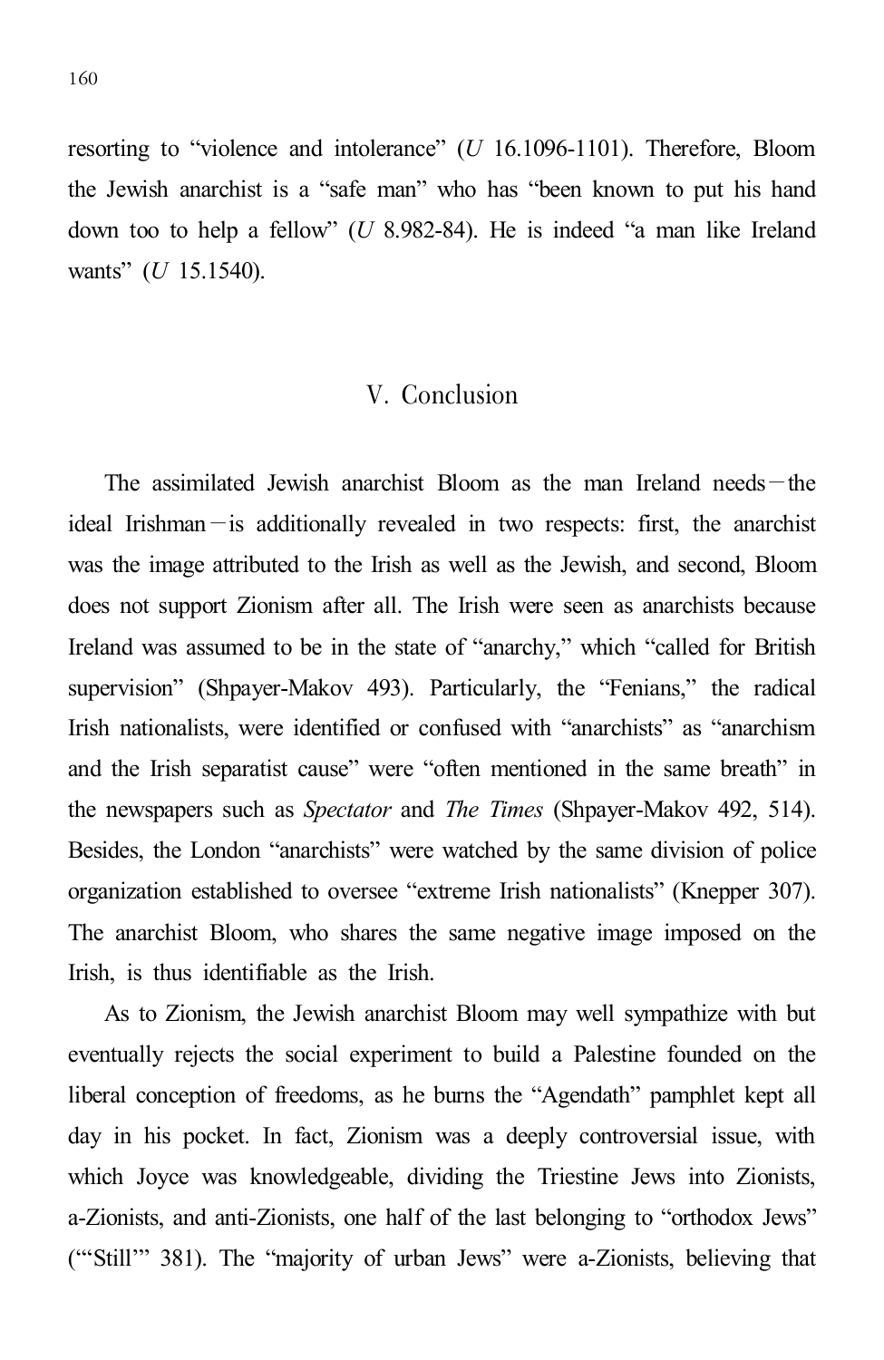resorting to "violence and intolerance" (*U* 16.1096-1101). Therefore, Bloom the Jewish anarchist is a "safe man" who has "been known to put his hand down too to help a fellow" (*U* 8.982-84). He is indeed "a man like Ireland wants" (*U* 15.1540).

## V. Conclusion

The assimilated Jewish anarchist Bloom as the man Ireland needs—the ideal Irishman—is additionally revealed in two respects: first, the anarchist was the image attributed to the Irish as well as the Jewish, and second, Bloom does not support Zionism after all. The Irish were seen as anarchists because Ireland was assumed to be in the state of "anarchy," which "called for British supervision" (Shpayer-Makov 493). Particularly, the "Fenians," the radical Irish nationalists, were identified or confused with "anarchists" as "anarchism and the Irish separatist cause" were "often mentioned in the same breath" in the newspapers such as *Spectator* and *The Times* (Shpayer-Makov 492, 514). Besides, the London "anarchists" were watched by the same division of police organization established to oversee "extreme Irish nationalists" (Knepper 307). The anarchist Bloom, who shares the same negative image imposed on the Irish, is thus identifiable as the Irish.

As to Zionism, the Jewish anarchist Bloom may well sympathize with but eventually rejects the social experiment to build a Palestine founded on the liberal conception of freedoms, as he burns the "Agendath" pamphlet kept all day in his pocket. In fact, Zionism was a deeply controversial issue, with which Joyce was knowledgeable, dividing the Triestine Jews into Zionists, a-Zionists, and anti-Zionists, one half of the last belonging to "orthodox Jews" ("'Still'" 381). The "majority of urban Jews" were a-Zionists, believing that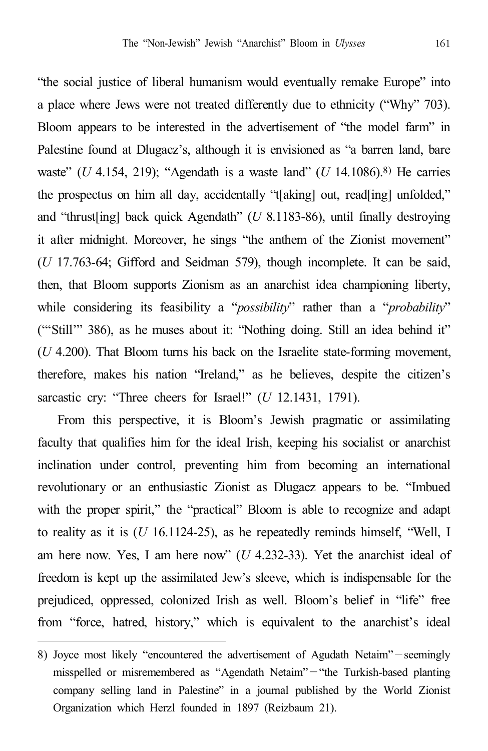"the social justice of liberal humanism would eventually remake Europe" into a place where Jews were not treated differently due to ethnicity ("Why" 703). Bloom appears to be interested in the advertisement of "the model farm" in Palestine found at Dlugacz's, although it is envisioned as "a barren land, bare waste" (*U* 4.154, 219); "Agendath is a waste land" (*U* 14.1086).[8] He carries the prospectus on him all day, accidentally "t[aking] out, read[ing] unfolded," and "thrust[ing] back quick Agendath" (*U* 8.1183-86), until finally destroying it after midnight. Moreover, he sings "the anthem of the Zionist movement" (*U* 17.763-64; Gifford and Seidman 579), though incomplete. It can be said, then, that Bloom supports Zionism as an anarchist idea championing liberty, while considering its feasibility a "*possibility*" rather than a "*probability*" ("'Still'" 386), as he muses about it: "Nothing doing. Still an idea behind it" (*U* 4.200). That Bloom turns his back on the Israelite state-forming movement, therefore, makes his nation "Ireland," as he believes, despite the citizen's sarcastic cry: "Three cheers for Israel!" (*U* 12.1431, 1791).

From this perspective, it is Bloom's Jewish pragmatic or assimilating faculty that qualifies him for the ideal Irish, keeping his socialist or anarchist inclination under control, preventing him from becoming an international revolutionary or an enthusiastic Zionist as Dlugacz appears to be. "Imbued with the proper spirit," the "practical" Bloom is able to recognize and adapt to reality as it is (*U* 16.1124-25), as he repeatedly reminds himself, "Well, I am here now. Yes, I am here now" (*U* 4.232-33). Yet the anarchist ideal of freedom is kept up the assimilated Jew's sleeve, which is indispensable for the prejudiced, oppressed, colonized Irish as well. Bloom's belief in "life" free from "force, hatred, history," which is equivalent to the anarchist's ideal

---

8) Joyce most likely "encountered the advertisement of Agudath Netaim"—seemingly misspelled or misremembered as "Agendath Netaim"—"the Turkish-based planting company selling land in Palestine" in a journal published by the World Zionist Organization which Herzl founded in 1897 (Reizbaum 21).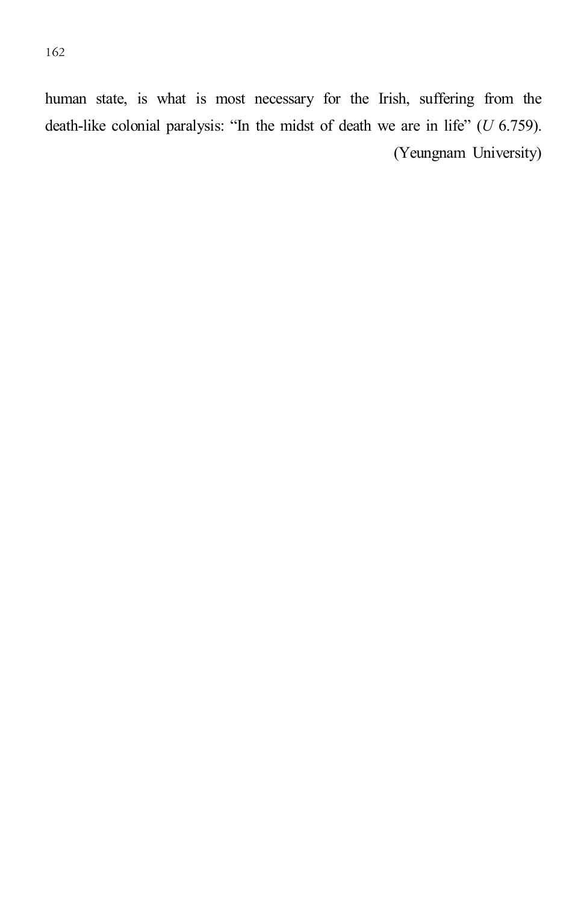human state, is what is most necessary for the Irish, suffering from the death-like colonial paralysis: "In the midst of death we are in life" (*U* 6.759).

(Yeungnam University)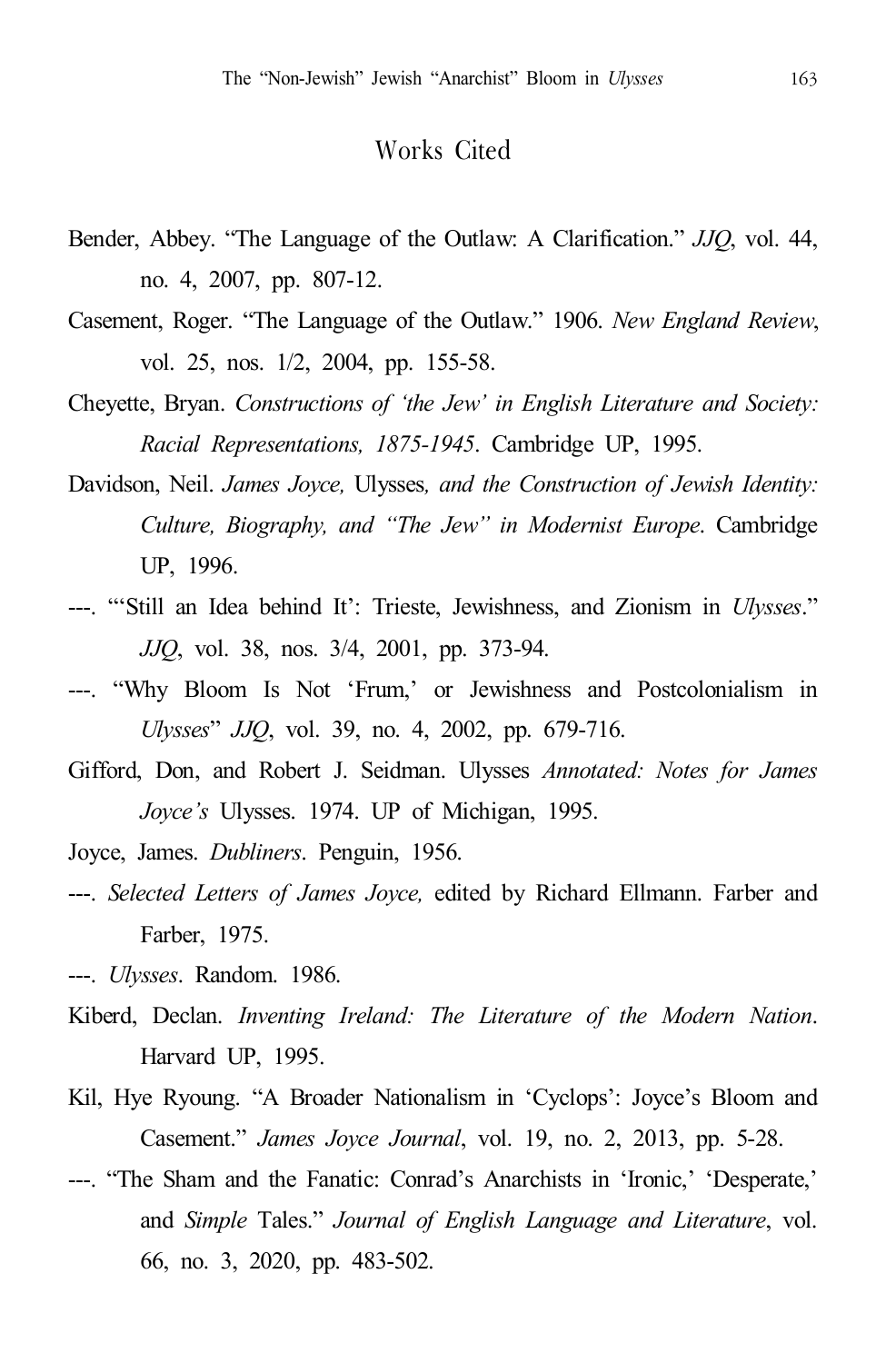## Works Cited

Bender, Abbey. "The Language of the Outlaw: A Clarification." *JJQ*, vol. 44, no. 4, 2007, pp. 807-12.

Casement, Roger. "The Language of the Outlaw." 1906. *New England Review*, vol. 25, nos. 1/2, 2004, pp. 155-58.

Cheyette, Bryan. *Constructions of 'the Jew' in English Literature and Society: Racial Representations, 1875-1945*. Cambridge UP, 1995.

Davidson, Neil. *James Joyce,* Ulysses*, and the Construction of Jewish Identity: Culture, Biography, and "The Jew" in Modernist Europe*. Cambridge UP, 1996.

---. "'Still an Idea behind It': Trieste, Jewishness, and Zionism in *Ulysses*." *JJQ*, vol. 38, nos. 3/4, 2001, pp. 373-94.

---. "Why Bloom Is Not 'Frum,' or Jewishness and Postcolonialism in *Ulysses*" *JJQ*, vol. 39, no. 4, 2002, pp. 679-716.

Gifford, Don, and Robert J. Seidman. Ulysses *Annotated: Notes for James Joyce's* Ulysses. 1974. UP of Michigan, 1995.

Joyce, James. *Dubliners*. Penguin, 1956.

---. *Selected Letters of James Joyce,* edited by Richard Ellmann. Farber and Farber, 1975.

---. *Ulysses*. Random. 1986.

Kiberd, Declan. *Inventing Ireland: The Literature of the Modern Nation*. Harvard UP, 1995.

Kil, Hye Ryoung. "A Broader Nationalism in 'Cyclops': Joyce's Bloom and Casement." *James Joyce Journal*, vol. 19, no. 2, 2013, pp. 5-28.

---. "The Sham and the Fanatic: Conrad's Anarchists in 'Ironic,' 'Desperate,' and *Simple* Tales." *Journal of English Language and Literature*, vol. 66, no. 3, 2020, pp. 483-502.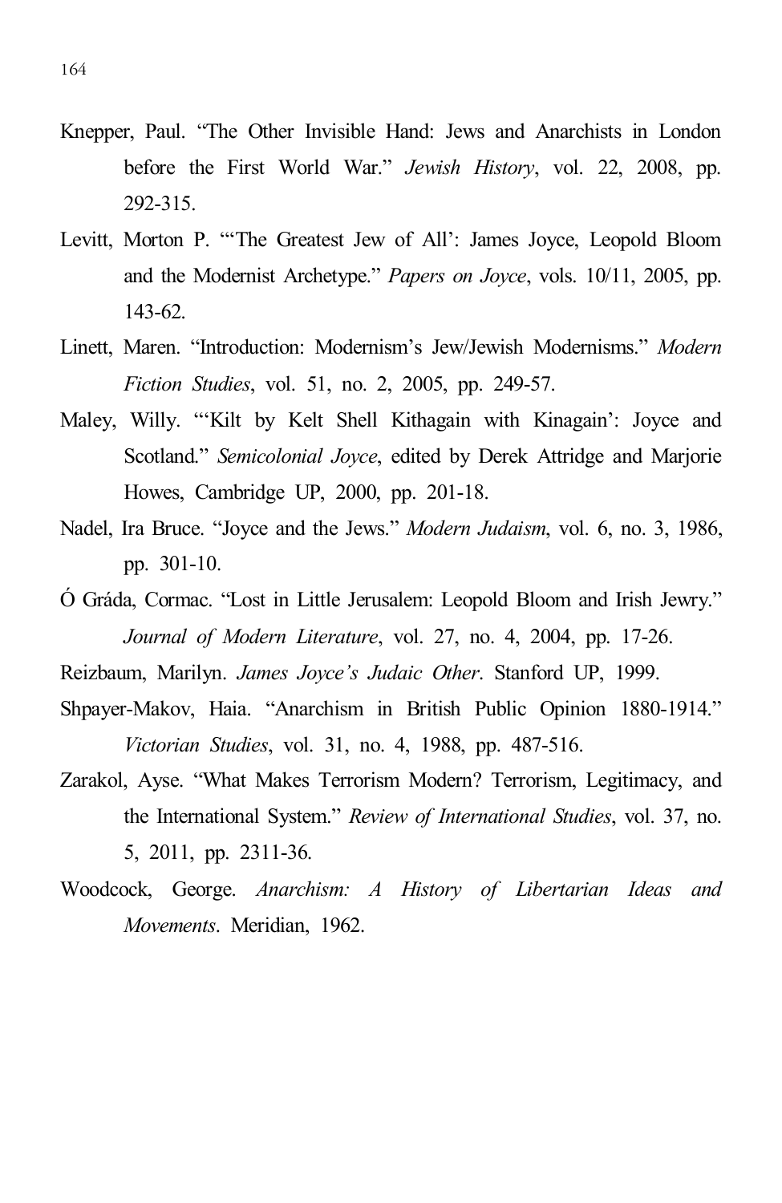Knepper, Paul. “The Other Invisible Hand: Jews and Anarchists in London before the First World War.” *Jewish History*, vol. 22, 2008, pp. 292-315.

Levitt, Morton P. “‘The Greatest Jew of All’: James Joyce, Leopold Bloom and the Modernist Archetype.” *Papers on Joyce*, vols. 10/11, 2005, pp. 143-62.

Linett, Maren. “Introduction: Modernism’s Jew/Jewish Modernisms.” *Modern Fiction Studies*, vol. 51, no. 2, 2005, pp. 249-57.

Maley, Willy. “‘Kilt by Kelt Shell Kithagain with Kinagain’: Joyce and Scotland.” *Semicolonial Joyce*, edited by Derek Attridge and Marjorie Howes, Cambridge UP, 2000, pp. 201-18.

Nadel, Ira Bruce. “Joyce and the Jews.” *Modern Judaism*, vol. 6, no. 3, 1986, pp. 301-10.

Ó Gráda, Cormac. “Lost in Little Jerusalem: Leopold Bloom and Irish Jewry.” *Journal of Modern Literature*, vol. 27, no. 4, 2004, pp. 17-26.

Reizbaum, Marilyn. *James Joyce’s Judaic Other*. Stanford UP, 1999.

Shpayer-Makov, Haia. “Anarchism in British Public Opinion 1880-1914.” *Victorian Studies*, vol. 31, no. 4, 1988, pp. 487-516.

Zarakol, Ayse. “What Makes Terrorism Modern? Terrorism, Legitimacy, and the International System.” *Review of International Studies*, vol. 37, no. 5, 2011, pp. 2311-36.

Woodcock, George. *Anarchism: A History of Libertarian Ideas and Movements*. Meridian, 1962.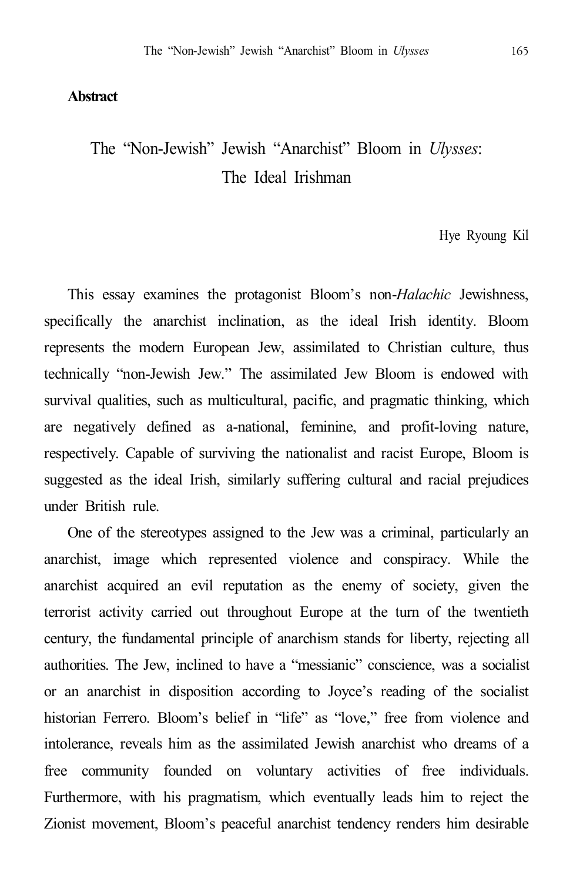**Abstract**

## The "Non-Jewish" Jewish "Anarchist" Bloom in *Ulysses*: The Ideal Irishman

Hye Ryoung Kil

This essay examines the protagonist Bloom's non-*Halachic* Jewishness, specifically the anarchist inclination, as the ideal Irish identity. Bloom represents the modern European Jew, assimilated to Christian culture, thus technically "non-Jewish Jew." The assimilated Jew Bloom is endowed with survival qualities, such as multicultural, pacific, and pragmatic thinking, which are negatively defined as a-national, feminine, and profit-loving nature, respectively. Capable of surviving the nationalist and racist Europe, Bloom is suggested as the ideal Irish, similarly suffering cultural and racial prejudices under British rule.

One of the stereotypes assigned to the Jew was a criminal, particularly an anarchist, image which represented violence and conspiracy. While the anarchist acquired an evil reputation as the enemy of society, given the terrorist activity carried out throughout Europe at the turn of the twentieth century, the fundamental principle of anarchism stands for liberty, rejecting all authorities. The Jew, inclined to have a "messianic" conscience, was a socialist or an anarchist in disposition according to Joyce's reading of the socialist historian Ferrero. Bloom's belief in "life" as "love," free from violence and intolerance, reveals him as the assimilated Jewish anarchist who dreams of a free community founded on voluntary activities of free individuals. Furthermore, with his pragmatism, which eventually leads him to reject the Zionist movement, Bloom's peaceful anarchist tendency renders him desirable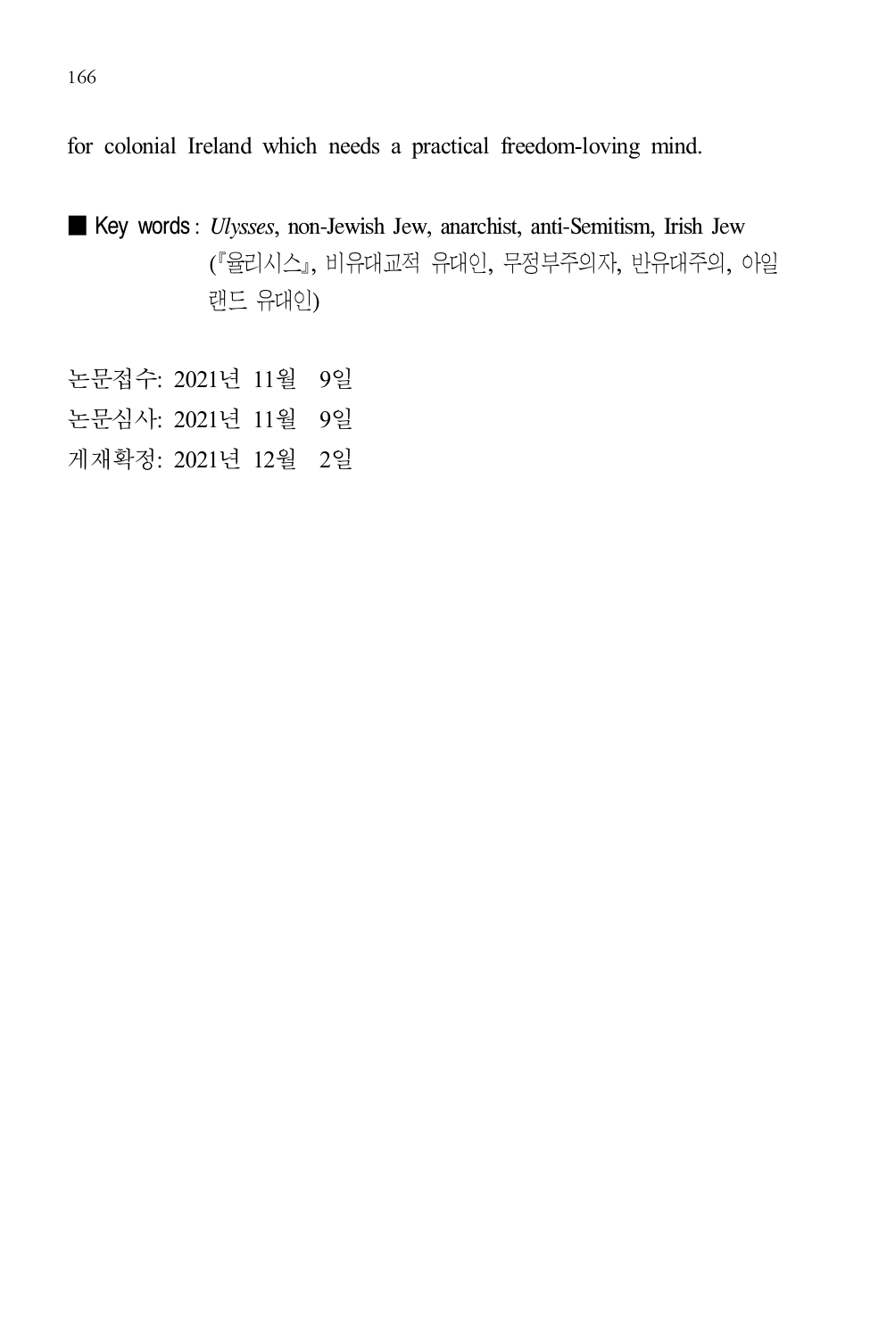for colonial Ireland which needs a practical freedom-loving mind.

■ Key words : *Ulysses*, non-Jewish Jew, anarchist, anti-Semitism, Irish Jew (『율리시스』, 비유대교적 유대인, 무정부주의자, 반유대주의, 아일랜드 유대인)

논문접수: 2021년 11월 9일  
논문심사: 2021년 11월 9일  
게재확정: 2021년 12월 2일